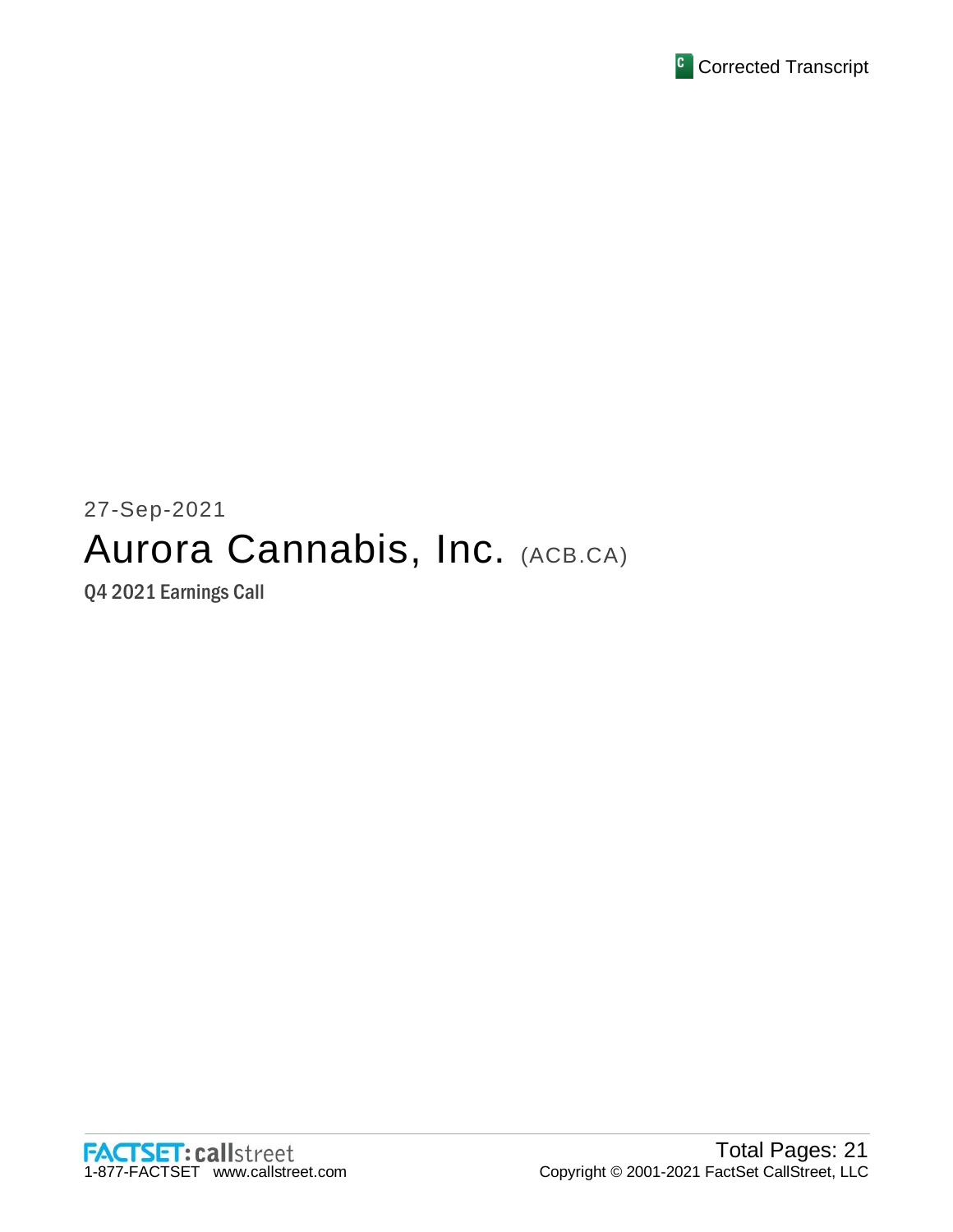Corrected Transcript

27-Sep-2021

# Aurora Cannabis, Inc. (ACB.CA)

## Q4 2021 Earnings Call

Total Pages: 21

FACTSET: callstreet
1-877-FACTSET www.callstreet.com

Copyright © 2001-2021 FactSet CallStreet, LLC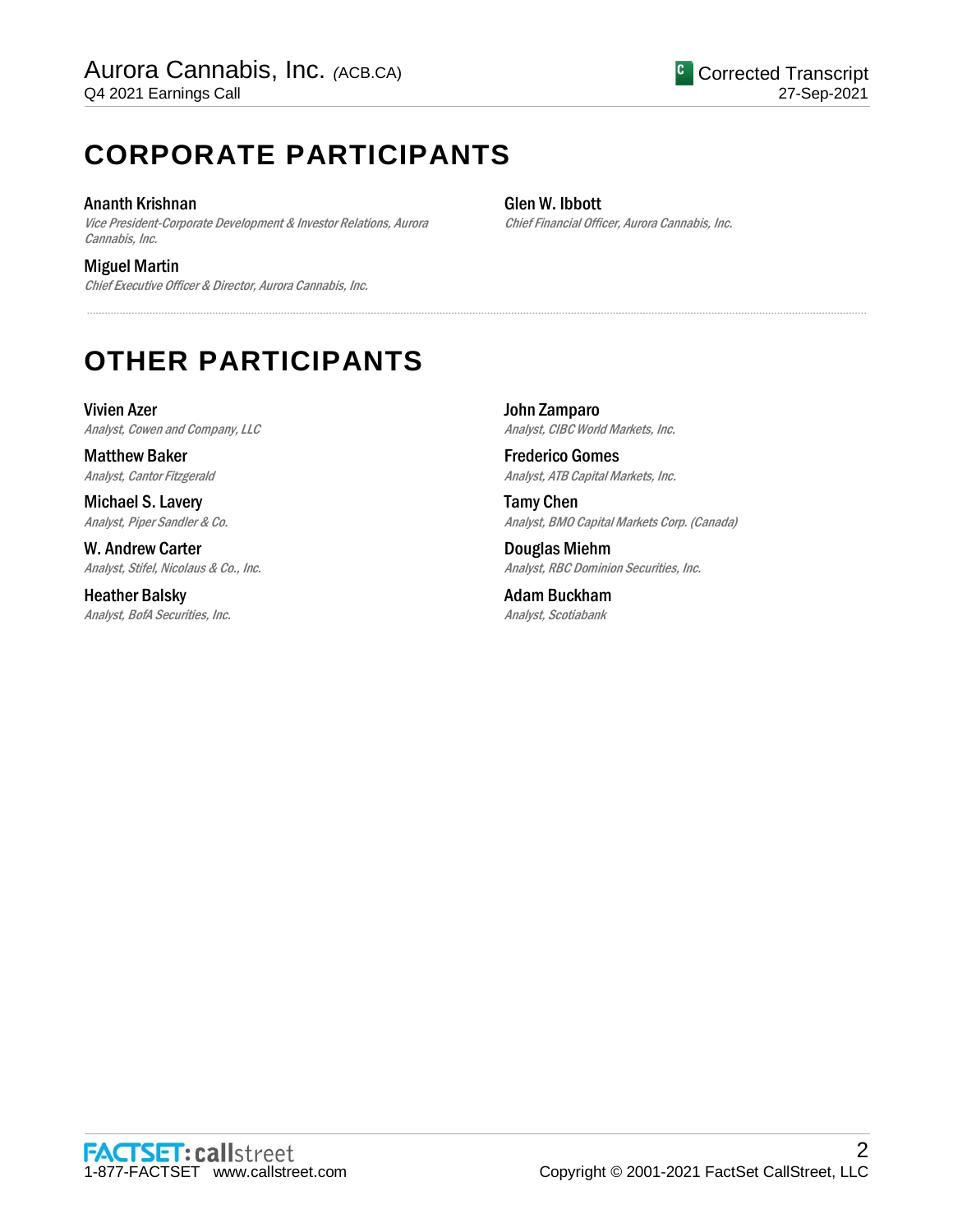# CORPORATE PARTICIPANTS

**Ananth Krishnan**
*Vice President-Corporate Development & Investor Relations, Aurora Cannabis, Inc.*

**Miguel Martin**
*Chief Executive Officer & Director, Aurora Cannabis, Inc.*

**Glen W. Ibbott**
*Chief Financial Officer, Aurora Cannabis, Inc.*

# OTHER PARTICIPANTS

**Vivien Azer**
*Analyst, Cowen and Company, LLC*

**Matthew Baker**
*Analyst, Cantor Fitzgerald*

**Michael S. Lavery**
*Analyst, Piper Sandler & Co.*

**W. Andrew Carter**
*Analyst, Stifel, Nicolaus & Co., Inc.*

**Heather Balsky**
*Analyst, BofA Securities, Inc.*

**John Zamparo**
*Analyst, CIBC World Markets, Inc.*

**Frederico Gomes**
*Analyst, ATB Capital Markets, Inc.*

**Tamy Chen**
*Analyst, BMO Capital Markets Corp. (Canada)*

**Douglas Miehm**
*Analyst, RBC Dominion Securities, Inc.*

**Adam Buckham**
*Analyst, Scotiabank*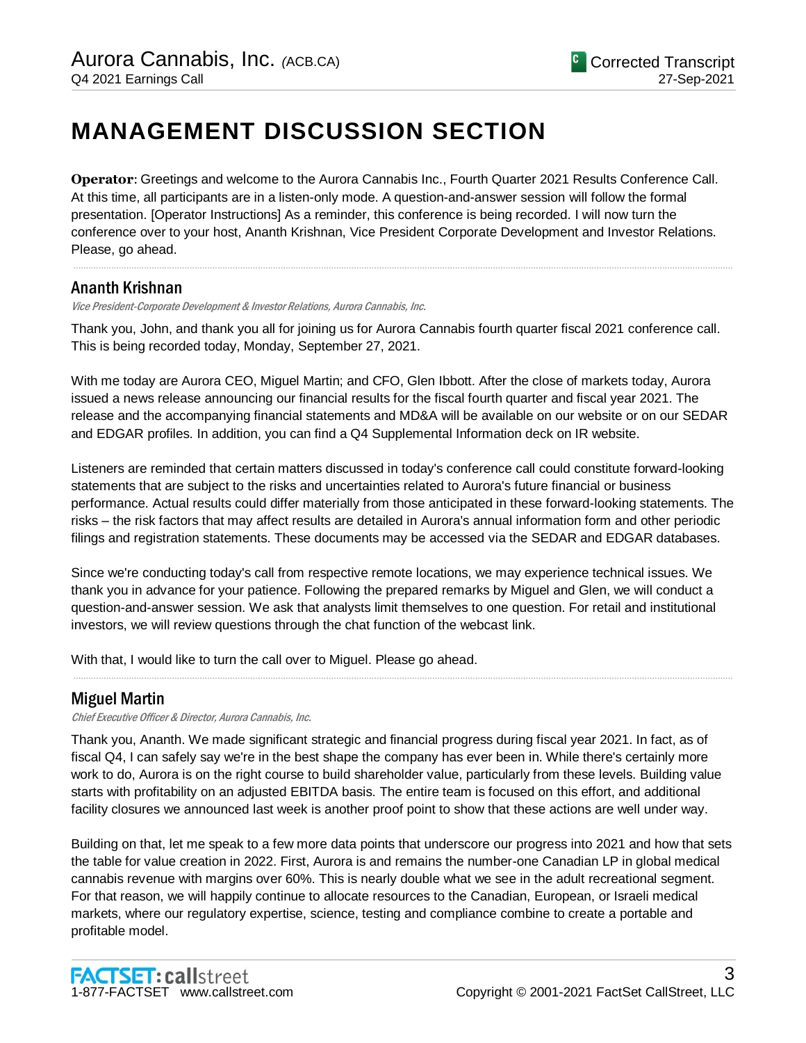# MANAGEMENT DISCUSSION SECTION

**Operator**: Greetings and welcome to the Aurora Cannabis Inc., Fourth Quarter 2021 Results Conference Call. At this time, all participants are in a listen-only mode. A question-and-answer session will follow the formal presentation. [Operator Instructions] As a reminder, this conference is being recorded. I will now turn the conference over to your host, Ananth Krishnan, Vice President Corporate Development and Investor Relations. Please, go ahead.

## Ananth Krishnan

*Vice President-Corporate Development & Investor Relations, Aurora Cannabis, Inc.*

Thank you, John, and thank you all for joining us for Aurora Cannabis fourth quarter fiscal 2021 conference call. This is being recorded today, Monday, September 27, 2021.

With me today are Aurora CEO, Miguel Martin; and CFO, Glen Ibbott. After the close of markets today, Aurora issued a news release announcing our financial results for the fiscal fourth quarter and fiscal year 2021. The release and the accompanying financial statements and MD&A will be available on our website or on our SEDAR and EDGAR profiles. In addition, you can find a Q4 Supplemental Information deck on IR website.

Listeners are reminded that certain matters discussed in today's conference call could constitute forward-looking statements that are subject to the risks and uncertainties related to Aurora's future financial or business performance. Actual results could differ materially from those anticipated in these forward-looking statements. The risks – the risk factors that may affect results are detailed in Aurora's annual information form and other periodic filings and registration statements. These documents may be accessed via the SEDAR and EDGAR databases.

Since we're conducting today's call from respective remote locations, we may experience technical issues. We thank you in advance for your patience. Following the prepared remarks by Miguel and Glen, we will conduct a question-and-answer session. We ask that analysts limit themselves to one question. For retail and institutional investors, we will review questions through the chat function of the webcast link.

With that, I would like to turn the call over to Miguel. Please go ahead.

## Miguel Martin

*Chief Executive Officer & Director, Aurora Cannabis, Inc.*

Thank you, Ananth. We made significant strategic and financial progress during fiscal year 2021. In fact, as of fiscal Q4, I can safely say we're in the best shape the company has ever been in. While there's certainly more work to do, Aurora is on the right course to build shareholder value, particularly from these levels. Building value starts with profitability on an adjusted EBITDA basis. The entire team is focused on this effort, and additional facility closures we announced last week is another proof point to show that these actions are well under way.

Building on that, let me speak to a few more data points that underscore our progress into 2021 and how that sets the table for value creation in 2022. First, Aurora is and remains the number-one Canadian LP in global medical cannabis revenue with margins over 60%. This is nearly double what we see in the adult recreational segment. For that reason, we will happily continue to allocate resources to the Canadian, European, or Israeli medical markets, where our regulatory expertise, science, testing and compliance combine to create a portable and profitable model.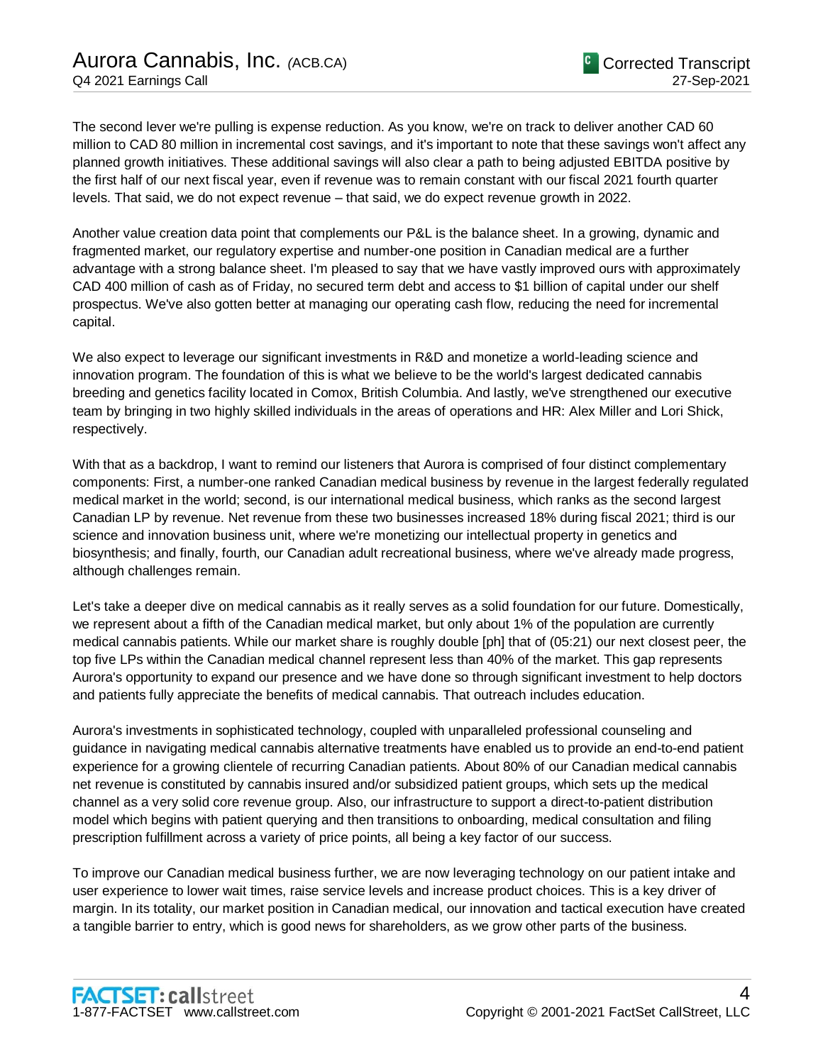The second lever we're pulling is expense reduction. As you know, we're on track to deliver another CAD 60 million to CAD 80 million in incremental cost savings, and it's important to note that these savings won't affect any planned growth initiatives. These additional savings will also clear a path to being adjusted EBITDA positive by the first half of our next fiscal year, even if revenue was to remain constant with our fiscal 2021 fourth quarter levels. That said, we do not expect revenue – that said, we do expect revenue growth in 2022.

Another value creation data point that complements our P&L is the balance sheet. In a growing, dynamic and fragmented market, our regulatory expertise and number-one position in Canadian medical are a further advantage with a strong balance sheet. I'm pleased to say that we have vastly improved ours with approximately CAD 400 million of cash as of Friday, no secured term debt and access to $1 billion of capital under our shelf prospectus. We've also gotten better at managing our operating cash flow, reducing the need for incremental capital.

We also expect to leverage our significant investments in R&D and monetize a world-leading science and innovation program. The foundation of this is what we believe to be the world's largest dedicated cannabis breeding and genetics facility located in Comox, British Columbia. And lastly, we've strengthened our executive team by bringing in two highly skilled individuals in the areas of operations and HR: Alex Miller and Lori Shick, respectively.

With that as a backdrop, I want to remind our listeners that Aurora is comprised of four distinct complementary components: First, a number-one ranked Canadian medical business by revenue in the largest federally regulated medical market in the world; second, is our international medical business, which ranks as the second largest Canadian LP by revenue. Net revenue from these two businesses increased 18% during fiscal 2021; third is our science and innovation business unit, where we're monetizing our intellectual property in genetics and biosynthesis; and finally, fourth, our Canadian adult recreational business, where we've already made progress, although challenges remain.

Let's take a deeper dive on medical cannabis as it really serves as a solid foundation for our future. Domestically, we represent about a fifth of the Canadian medical market, but only about 1% of the population are currently medical cannabis patients. While our market share is roughly double [ph] that of (05:21) our next closest peer, the top five LPs within the Canadian medical channel represent less than 40% of the market. This gap represents Aurora's opportunity to expand our presence and we have done so through significant investment to help doctors and patients fully appreciate the benefits of medical cannabis. That outreach includes education.

Aurora's investments in sophisticated technology, coupled with unparalleled professional counseling and guidance in navigating medical cannabis alternative treatments have enabled us to provide an end-to-end patient experience for a growing clientele of recurring Canadian patients. About 80% of our Canadian medical cannabis net revenue is constituted by cannabis insured and/or subsidized patient groups, which sets up the medical channel as a very solid core revenue group. Also, our infrastructure to support a direct-to-patient distribution model which begins with patient querying and then transitions to onboarding, medical consultation and filing prescription fulfillment across a variety of price points, all being a key factor of our success.

To improve our Canadian medical business further, we are now leveraging technology on our patient intake and user experience to lower wait times, raise service levels and increase product choices. This is a key driver of margin. In its totality, our market position in Canadian medical, our innovation and tactical execution have created a tangible barrier to entry, which is good news for shareholders, as we grow other parts of the business.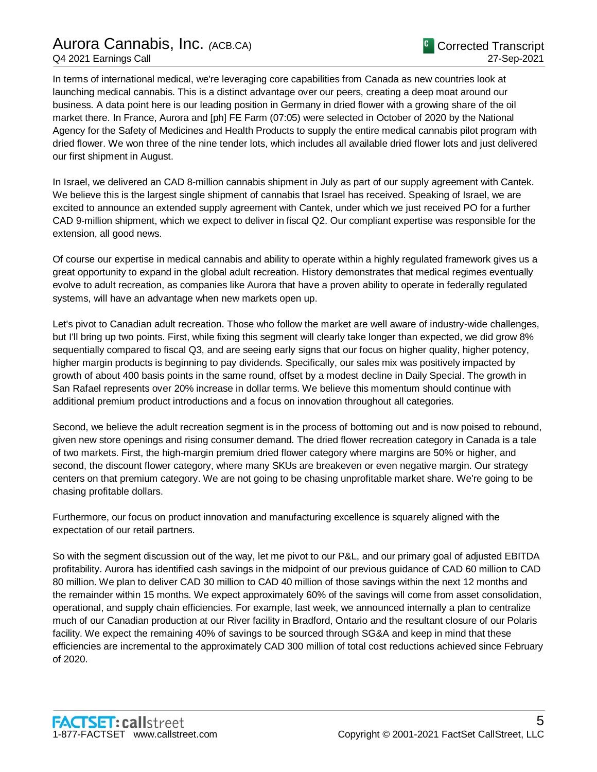In terms of international medical, we're leveraging core capabilities from Canada as new countries look at launching medical cannabis. This is a distinct advantage over our peers, creating a deep moat around our business. A data point here is our leading position in Germany in dried flower with a growing share of the oil market there. In France, Aurora and [ph] FE Farm (07:05) were selected in October of 2020 by the National Agency for the Safety of Medicines and Health Products to supply the entire medical cannabis pilot program with dried flower. We won three of the nine tender lots, which includes all available dried flower lots and just delivered our first shipment in August.

In Israel, we delivered an CAD 8-million cannabis shipment in July as part of our supply agreement with Cantek. We believe this is the largest single shipment of cannabis that Israel has received. Speaking of Israel, we are excited to announce an extended supply agreement with Cantek, under which we just received PO for a further CAD 9-million shipment, which we expect to deliver in fiscal Q2. Our compliant expertise was responsible for the extension, all good news.

Of course our expertise in medical cannabis and ability to operate within a highly regulated framework gives us a great opportunity to expand in the global adult recreation. History demonstrates that medical regimes eventually evolve to adult recreation, as companies like Aurora that have a proven ability to operate in federally regulated systems, will have an advantage when new markets open up.

Let's pivot to Canadian adult recreation. Those who follow the market are well aware of industry-wide challenges, but I'll bring up two points. First, while fixing this segment will clearly take longer than expected, we did grow 8% sequentially compared to fiscal Q3, and are seeing early signs that our focus on higher quality, higher potency, higher margin products is beginning to pay dividends. Specifically, our sales mix was positively impacted by growth of about 400 basis points in the same round, offset by a modest decline in Daily Special. The growth in San Rafael represents over 20% increase in dollar terms. We believe this momentum should continue with additional premium product introductions and a focus on innovation throughout all categories.

Second, we believe the adult recreation segment is in the process of bottoming out and is now poised to rebound, given new store openings and rising consumer demand. The dried flower recreation category in Canada is a tale of two markets. First, the high-margin premium dried flower category where margins are 50% or higher, and second, the discount flower category, where many SKUs are breakeven or even negative margin. Our strategy centers on that premium category. We are not going to be chasing unprofitable market share. We're going to be chasing profitable dollars.

Furthermore, our focus on product innovation and manufacturing excellence is squarely aligned with the expectation of our retail partners.

So with the segment discussion out of the way, let me pivot to our P&L, and our primary goal of adjusted EBITDA profitability. Aurora has identified cash savings in the midpoint of our previous guidance of CAD 60 million to CAD 80 million. We plan to deliver CAD 30 million to CAD 40 million of those savings within the next 12 months and the remainder within 15 months. We expect approximately 60% of the savings will come from asset consolidation, operational, and supply chain efficiencies. For example, last week, we announced internally a plan to centralize much of our Canadian production at our River facility in Bradford, Ontario and the resultant closure of our Polaris facility. We expect the remaining 40% of savings to be sourced through SG&A and keep in mind that these efficiencies are incremental to the approximately CAD 300 million of total cost reductions achieved since February of 2020.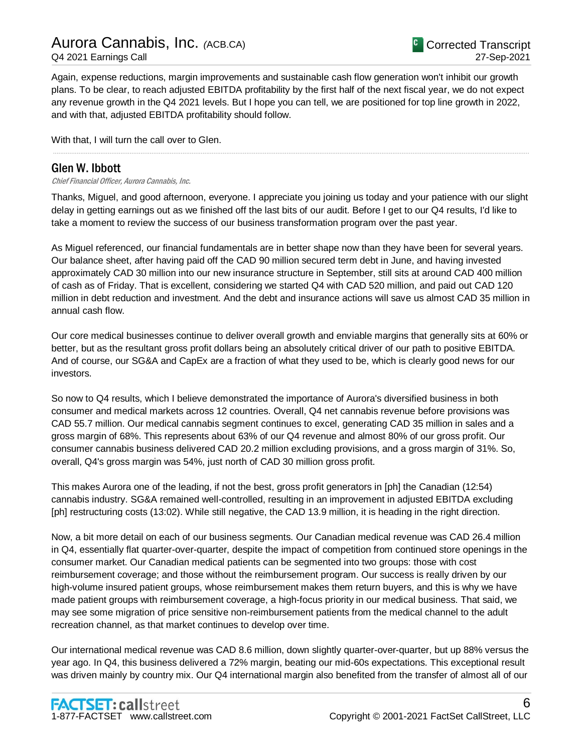Again, expense reductions, margin improvements and sustainable cash flow generation won't inhibit our growth plans. To be clear, to reach adjusted EBITDA profitability by the first half of the next fiscal year, we do not expect any revenue growth in the Q4 2021 levels. But I hope you can tell, we are positioned for top line growth in 2022, and with that, adjusted EBITDA profitability should follow.

With that, I will turn the call over to Glen.

---

## Glen W. Ibbott

*Chief Financial Officer, Aurora Cannabis, Inc.*

Thanks, Miguel, and good afternoon, everyone. I appreciate you joining us today and your patience with our slight delay in getting earnings out as we finished off the last bits of our audit. Before I get to our Q4 results, I'd like to take a moment to review the success of our business transformation program over the past year.

As Miguel referenced, our financial fundamentals are in better shape now than they have been for several years. Our balance sheet, after having paid off the CAD 90 million secured term debt in June, and having invested approximately CAD 30 million into our new insurance structure in September, still sits at around CAD 400 million of cash as of Friday. That is excellent, considering we started Q4 with CAD 520 million, and paid out CAD 120 million in debt reduction and investment. And the debt and insurance actions will save us almost CAD 35 million in annual cash flow.

Our core medical businesses continue to deliver overall growth and enviable margins that generally sits at 60% or better, but as the resultant gross profit dollars being an absolutely critical driver of our path to positive EBITDA. And of course, our SG&A and CapEx are a fraction of what they used to be, which is clearly good news for our investors.

So now to Q4 results, which I believe demonstrated the importance of Aurora's diversified business in both consumer and medical markets across 12 countries. Overall, Q4 net cannabis revenue before provisions was CAD 55.7 million. Our medical cannabis segment continues to excel, generating CAD 35 million in sales and a gross margin of 68%. This represents about 63% of our Q4 revenue and almost 80% of our gross profit. Our consumer cannabis business delivered CAD 20.2 million excluding provisions, and a gross margin of 31%. So, overall, Q4's gross margin was 54%, just north of CAD 30 million gross profit.

This makes Aurora one of the leading, if not the best, gross profit generators in [ph] the Canadian (12:54) cannabis industry. SG&A remained well-controlled, resulting in an improvement in adjusted EBITDA excluding [ph] restructuring costs (13:02). While still negative, the CAD 13.9 million, it is heading in the right direction.

Now, a bit more detail on each of our business segments. Our Canadian medical revenue was CAD 26.4 million in Q4, essentially flat quarter-over-quarter, despite the impact of competition from continued store openings in the consumer market. Our Canadian medical patients can be segmented into two groups: those with cost reimbursement coverage; and those without the reimbursement program. Our success is really driven by our high-volume insured patient groups, whose reimbursement makes them return buyers, and this is why we have made patient groups with reimbursement coverage, a high-focus priority in our medical business. That said, we may see some migration of price sensitive non-reimbursement patients from the medical channel to the adult recreation channel, as that market continues to develop over time.

Our international medical revenue was CAD 8.6 million, down slightly quarter-over-quarter, but up 88% versus the year ago. In Q4, this business delivered a 72% margin, beating our mid-60s expectations. This exceptional result was driven mainly by country mix. Our Q4 international margin also benefited from the transfer of almost all of our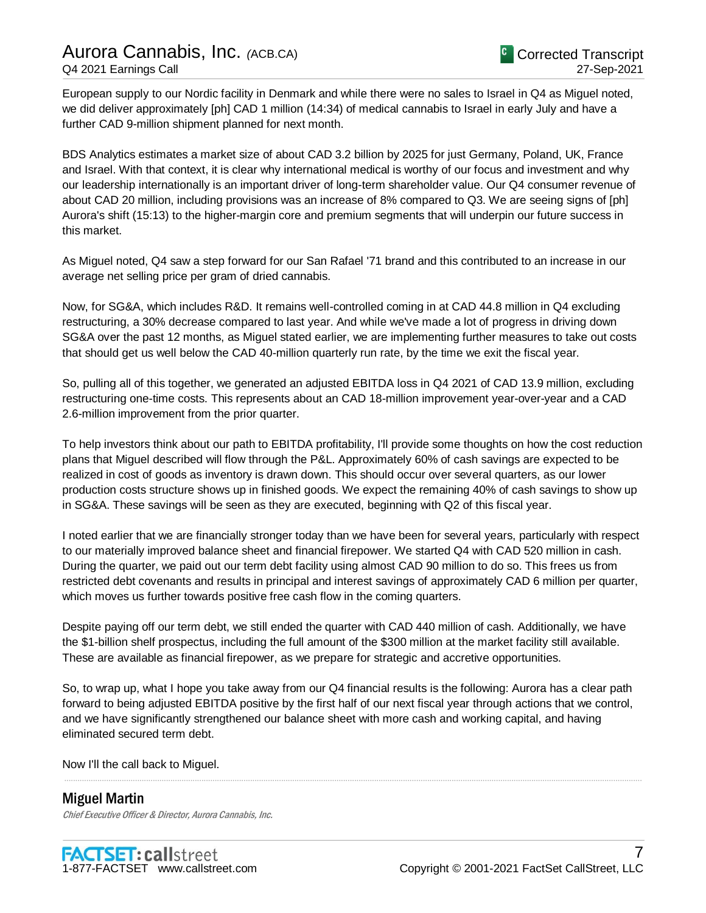European supply to our Nordic facility in Denmark and while there were no sales to Israel in Q4 as Miguel noted, we did deliver approximately [ph] CAD 1 million (14:34) of medical cannabis to Israel in early July and have a further CAD 9-million shipment planned for next month.

BDS Analytics estimates a market size of about CAD 3.2 billion by 2025 for just Germany, Poland, UK, France and Israel. With that context, it is clear why international medical is worthy of our focus and investment and why our leadership internationally is an important driver of long-term shareholder value. Our Q4 consumer revenue of about CAD 20 million, including provisions was an increase of 8% compared to Q3. We are seeing signs of [ph] Aurora's shift (15:13) to the higher-margin core and premium segments that will underpin our future success in this market.

As Miguel noted, Q4 saw a step forward for our San Rafael '71 brand and this contributed to an increase in our average net selling price per gram of dried cannabis.

Now, for SG&A, which includes R&D. It remains well-controlled coming in at CAD 44.8 million in Q4 excluding restructuring, a 30% decrease compared to last year. And while we've made a lot of progress in driving down SG&A over the past 12 months, as Miguel stated earlier, we are implementing further measures to take out costs that should get us well below the CAD 40-million quarterly run rate, by the time we exit the fiscal year.

So, pulling all of this together, we generated an adjusted EBITDA loss in Q4 2021 of CAD 13.9 million, excluding restructuring one-time costs. This represents about an CAD 18-million improvement year-over-year and a CAD 2.6-million improvement from the prior quarter.

To help investors think about our path to EBITDA profitability, I'll provide some thoughts on how the cost reduction plans that Miguel described will flow through the P&L. Approximately 60% of cash savings are expected to be realized in cost of goods as inventory is drawn down. This should occur over several quarters, as our lower production costs structure shows up in finished goods. We expect the remaining 40% of cash savings to show up in SG&A. These savings will be seen as they are executed, beginning with Q2 of this fiscal year.

I noted earlier that we are financially stronger today than we have been for several years, particularly with respect to our materially improved balance sheet and financial firepower. We started Q4 with CAD 520 million in cash. During the quarter, we paid out our term debt facility using almost CAD 90 million to do so. This frees us from restricted debt covenants and results in principal and interest savings of approximately CAD 6 million per quarter, which moves us further towards positive free cash flow in the coming quarters.

Despite paying off our term debt, we still ended the quarter with CAD 440 million of cash. Additionally, we have the $1-billion shelf prospectus, including the full amount of the $300 million at the market facility still available. These are available as financial firepower, as we prepare for strategic and accretive opportunities.

So, to wrap up, what I hope you take away from our Q4 financial results is the following: Aurora has a clear path forward to being adjusted EBITDA positive by the first half of our next fiscal year through actions that we control, and we have significantly strengthened our balance sheet with more cash and working capital, and having eliminated secured term debt.

Now I'll the call back to Miguel.

## Miguel Martin

*Chief Executive Officer & Director, Aurora Cannabis, Inc.*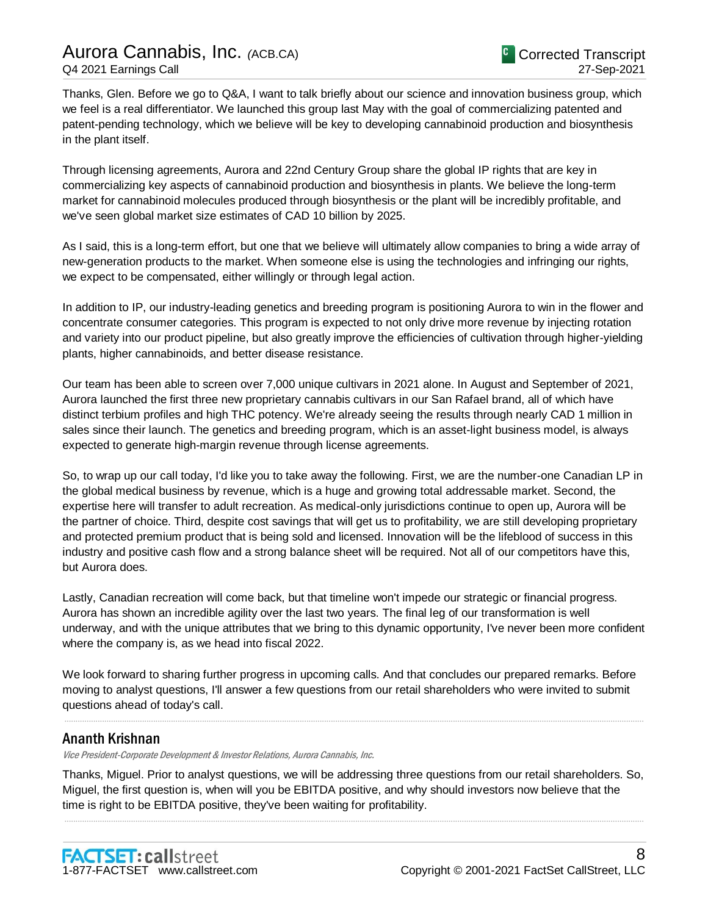Thanks, Glen. Before we go to Q&A, I want to talk briefly about our science and innovation business group, which we feel is a real differentiator. We launched this group last May with the goal of commercializing patented and patent-pending technology, which we believe will be key to developing cannabinoid production and biosynthesis in the plant itself.

Through licensing agreements, Aurora and 22nd Century Group share the global IP rights that are key in commercializing key aspects of cannabinoid production and biosynthesis in plants. We believe the long-term market for cannabinoid molecules produced through biosynthesis or the plant will be incredibly profitable, and we've seen global market size estimates of CAD 10 billion by 2025.

As I said, this is a long-term effort, but one that we believe will ultimately allow companies to bring a wide array of new-generation products to the market. When someone else is using the technologies and infringing our rights, we expect to be compensated, either willingly or through legal action.

In addition to IP, our industry-leading genetics and breeding program is positioning Aurora to win in the flower and concentrate consumer categories. This program is expected to not only drive more revenue by injecting rotation and variety into our product pipeline, but also greatly improve the efficiencies of cultivation through higher-yielding plants, higher cannabinoids, and better disease resistance.

Our team has been able to screen over 7,000 unique cultivars in 2021 alone. In August and September of 2021, Aurora launched the first three new proprietary cannabis cultivars in our San Rafael brand, all of which have distinct terbium profiles and high THC potency. We're already seeing the results through nearly CAD 1 million in sales since their launch. The genetics and breeding program, which is an asset-light business model, is always expected to generate high-margin revenue through license agreements.

So, to wrap up our call today, I'd like you to take away the following. First, we are the number-one Canadian LP in the global medical business by revenue, which is a huge and growing total addressable market. Second, the expertise here will transfer to adult recreation. As medical-only jurisdictions continue to open up, Aurora will be the partner of choice. Third, despite cost savings that will get us to profitability, we are still developing proprietary and protected premium product that is being sold and licensed. Innovation will be the lifeblood of success in this industry and positive cash flow and a strong balance sheet will be required. Not all of our competitors have this, but Aurora does.

Lastly, Canadian recreation will come back, but that timeline won't impede our strategic or financial progress. Aurora has shown an incredible agility over the last two years. The final leg of our transformation is well underway, and with the unique attributes that we bring to this dynamic opportunity, I've never been more confident where the company is, as we head into fiscal 2022.

We look forward to sharing further progress in upcoming calls. And that concludes our prepared remarks. Before moving to analyst questions, I'll answer a few questions from our retail shareholders who were invited to submit questions ahead of today's call.

---

### Ananth Krishnan

*Vice President-Corporate Development & Investor Relations, Aurora Cannabis, Inc.*

Thanks, Miguel. Prior to analyst questions, we will be addressing three questions from our retail shareholders. So, Miguel, the first question is, when will you be EBITDA positive, and why should investors now believe that the time is right to be EBITDA positive, they've been waiting for profitability.

---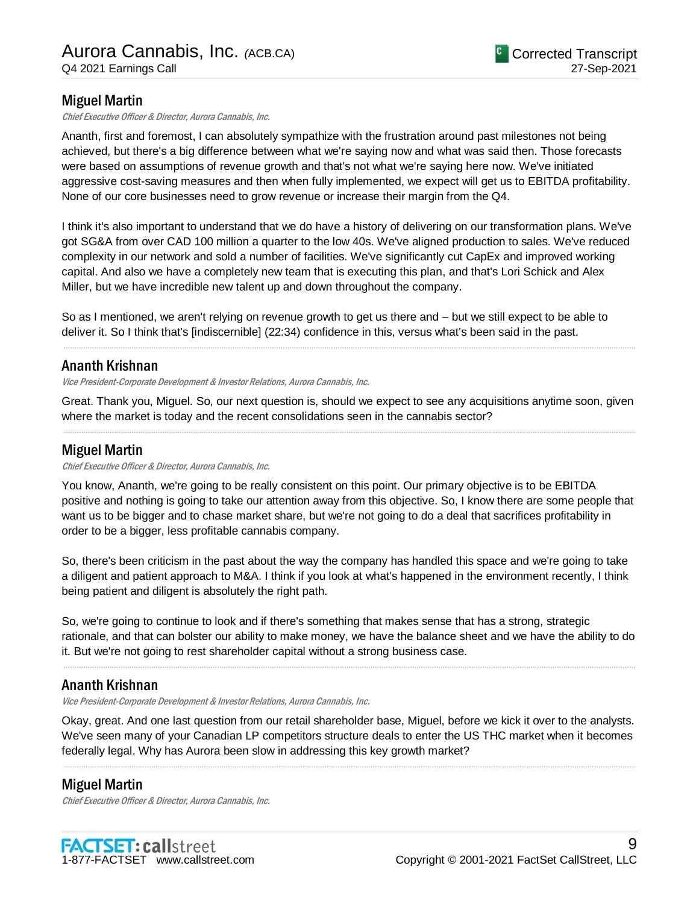## Miguel Martin

*Chief Executive Officer & Director, Aurora Cannabis, Inc.*

Ananth, first and foremost, I can absolutely sympathize with the frustration around past milestones not being achieved, but there's a big difference between what we're saying now and what was said then. Those forecasts were based on assumptions of revenue growth and that's not what we're saying here now. We've initiated aggressive cost-saving measures and then when fully implemented, we expect will get us to EBITDA profitability. None of our core businesses need to grow revenue or increase their margin from the Q4.

I think it's also important to understand that we do have a history of delivering on our transformation plans. We've got SG&A from over CAD 100 million a quarter to the low 40s. We've aligned production to sales. We've reduced complexity in our network and sold a number of facilities. We've significantly cut CapEx and improved working capital. And also we have a completely new team that is executing this plan, and that's Lori Schick and Alex Miller, but we have incredible new talent up and down throughout the company.

So as I mentioned, we aren't relying on revenue growth to get us there and – but we still expect to be able to deliver it. So I think that's [indiscernible] (22:34) confidence in this, versus what's been said in the past.

## Ananth Krishnan

*Vice President-Corporate Development & Investor Relations, Aurora Cannabis, Inc.*

Great. Thank you, Miguel. So, our next question is, should we expect to see any acquisitions anytime soon, given where the market is today and the recent consolidations seen in the cannabis sector?

## Miguel Martin

*Chief Executive Officer & Director, Aurora Cannabis, Inc.*

You know, Ananth, we're going to be really consistent on this point. Our primary objective is to be EBITDA positive and nothing is going to take our attention away from this objective. So, I know there are some people that want us to be bigger and to chase market share, but we're not going to do a deal that sacrifices profitability in order to be a bigger, less profitable cannabis company.

So, there's been criticism in the past about the way the company has handled this space and we're going to take a diligent and patient approach to M&A. I think if you look at what's happened in the environment recently, I think being patient and diligent is absolutely the right path.

So, we're going to continue to look and if there's something that makes sense that has a strong, strategic rationale, and that can bolster our ability to make money, we have the balance sheet and we have the ability to do it. But we're not going to rest shareholder capital without a strong business case.

## Ananth Krishnan

*Vice President-Corporate Development & Investor Relations, Aurora Cannabis, Inc.*

Okay, great. And one last question from our retail shareholder base, Miguel, before we kick it over to the analysts. We've seen many of your Canadian LP competitors structure deals to enter the US THC market when it becomes federally legal. Why has Aurora been slow in addressing this key growth market?

## Miguel Martin

*Chief Executive Officer & Director, Aurora Cannabis, Inc.*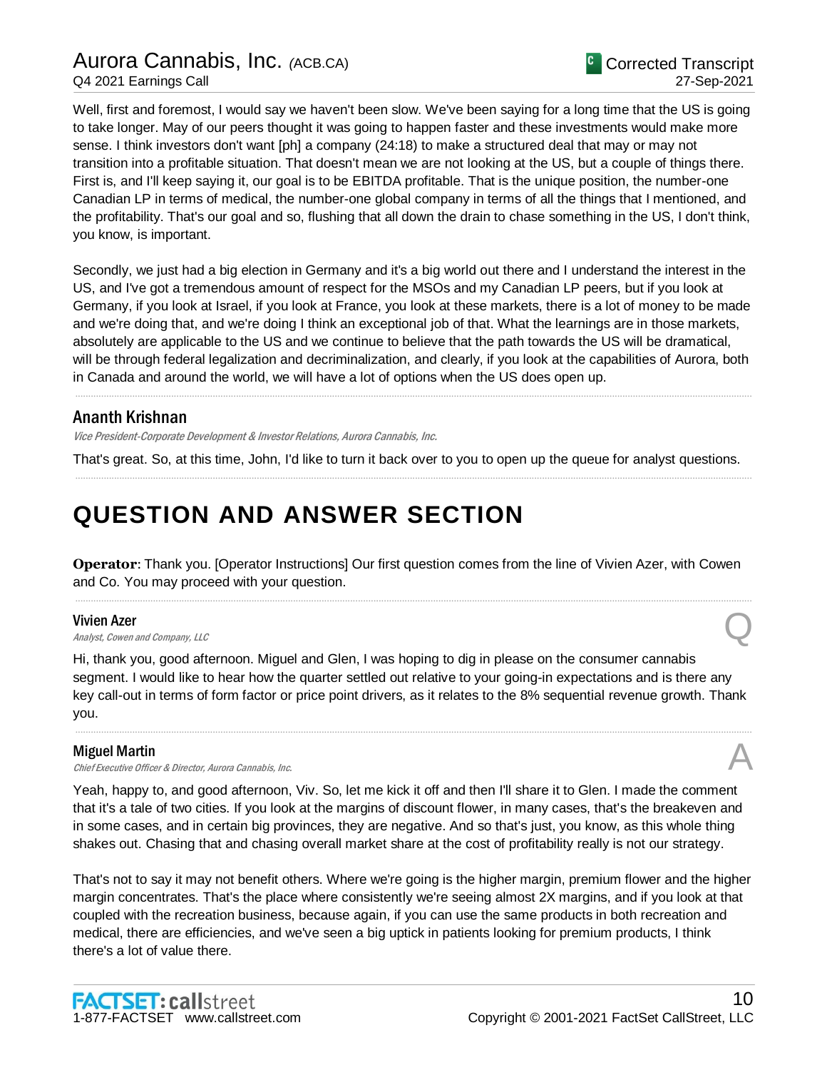Well, first and foremost, I would say we haven't been slow. We've been saying for a long time that the US is going to take longer. May of our peers thought it was going to happen faster and these investments would make more sense. I think investors don't want [ph] a company (24:18) to make a structured deal that may or may not transition into a profitable situation. That doesn't mean we are not looking at the US, but a couple of things there. First is, and I'll keep saying it, our goal is to be EBITDA profitable. That is the unique position, the number-one Canadian LP in terms of medical, the number-one global company in terms of all the things that I mentioned, and the profitability. That's our goal and so, flushing that all down the drain to chase something in the US, I don't think, you know, is important.

Secondly, we just had a big election in Germany and it's a big world out there and I understand the interest in the US, and I've got a tremendous amount of respect for the MSOs and my Canadian LP peers, but if you look at Germany, if you look at Israel, if you look at France, you look at these markets, there is a lot of money to be made and we're doing that, and we're doing I think an exceptional job of that. What the learnings are in those markets, absolutely are applicable to the US and we continue to believe that the path towards the US will be dramatical, will be through federal legalization and decriminalization, and clearly, if you look at the capabilities of Aurora, both in Canada and around the world, we will have a lot of options when the US does open up.

---

### Ananth Krishnan

*Vice President-Corporate Development & Investor Relations, Aurora Cannabis, Inc.*

That's great. So, at this time, John, I'd like to turn it back over to you to open up the queue for analyst questions.

---

# QUESTION AND ANSWER SECTION

**Operator**: Thank you. [Operator Instructions] Our first question comes from the line of Vivien Azer, with Cowen and Co. You may proceed with your question.

---

### Vivien Azer

*Analyst, Cowen and Company, LLC*

**Q**

Hi, thank you, good afternoon. Miguel and Glen, I was hoping to dig in please on the consumer cannabis segment. I would like to hear how the quarter settled out relative to your going-in expectations and is there any key call-out in terms of form factor or price point drivers, as it relates to the 8% sequential revenue growth. Thank you.

---

### Miguel Martin

*Chief Executive Officer & Director, Aurora Cannabis, Inc.*

**A**

Yeah, happy to, and good afternoon, Viv. So, let me kick it off and then I'll share it to Glen. I made the comment that it's a tale of two cities. If you look at the margins of discount flower, in many cases, that's the breakeven and in some cases, and in certain big provinces, they are negative. And so that's just, you know, as this whole thing shakes out. Chasing that and chasing overall market share at the cost of profitability really is not our strategy.

That's not to say it may not benefit others. Where we're going is the higher margin, premium flower and the higher margin concentrates. That's the place where consistently we're seeing almost 2X margins, and if you look at that coupled with the recreation business, because again, if you can use the same products in both recreation and medical, there are efficiencies, and we've seen a big uptick in patients looking for premium products, I think there's a lot of value there.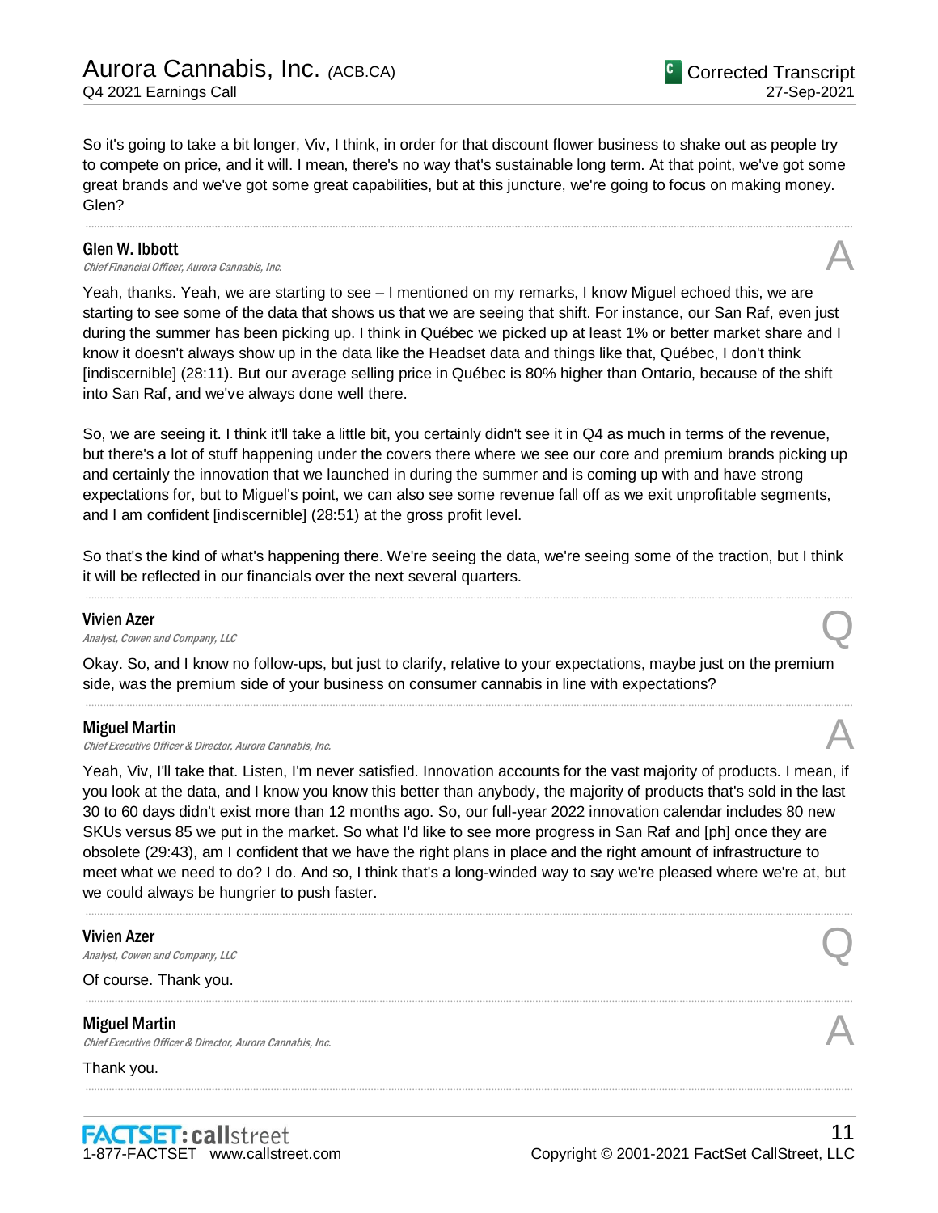So it's going to take a bit longer, Viv, I think, in order for that discount flower business to shake out as people try to compete on price, and it will. I mean, there's no way that's sustainable long term. At that point, we've got some great brands and we've got some great capabilities, but at this juncture, we're going to focus on making money. Glen?

---

**Glen W. Ibbott**
*Chief Financial Officer, Aurora Cannabis, Inc.* **A**

Yeah, thanks. Yeah, we are starting to see – I mentioned on my remarks, I know Miguel echoed this, we are starting to see some of the data that shows us that we are seeing that shift. For instance, our San Raf, even just during the summer has been picking up. I think in Québec we picked up at least 1% or better market share and I know it doesn't always show up in the data like the Headset data and things like that, Québec, I don't think [indiscernible] (28:11). But our average selling price in Québec is 80% higher than Ontario, because of the shift into San Raf, and we've always done well there.

So, we are seeing it. I think it'll take a little bit, you certainly didn't see it in Q4 as much in terms of the revenue, but there's a lot of stuff happening under the covers there where we see our core and premium brands picking up and certainly the innovation that we launched in during the summer and is coming up with and have strong expectations for, but to Miguel's point, we can also see some revenue fall off as we exit unprofitable segments, and I am confident [indiscernible] (28:51) at the gross profit level.

So that's the kind of what's happening there. We're seeing the data, we're seeing some of the traction, but I think it will be reflected in our financials over the next several quarters.

---

**Vivien Azer**
*Analyst, Cowen and Company, LLC* **Q**

Okay. So, and I know no follow-ups, but just to clarify, relative to your expectations, maybe just on the premium side, was the premium side of your business on consumer cannabis in line with expectations?

---

**Miguel Martin**
*Chief Executive Officer & Director, Aurora Cannabis, Inc.* **A**

Yeah, Viv, I'll take that. Listen, I'm never satisfied. Innovation accounts for the vast majority of products. I mean, if you look at the data, and I know you know this better than anybody, the majority of products that's sold in the last 30 to 60 days didn't exist more than 12 months ago. So, our full-year 2022 innovation calendar includes 80 new SKUs versus 85 we put in the market. So what I'd like to see more progress in San Raf and [ph] once they are obsolete (29:43), am I confident that we have the right plans in place and the right amount of infrastructure to meet what we need to do? I do. And so, I think that's a long-winded way to say we're pleased where we're at, but we could always be hungrier to push faster.

---

**Vivien Azer**
*Analyst, Cowen and Company, LLC* **Q**

Of course. Thank you.

---

**Miguel Martin**
*Chief Executive Officer & Director, Aurora Cannabis, Inc.* **A**

Thank you.

---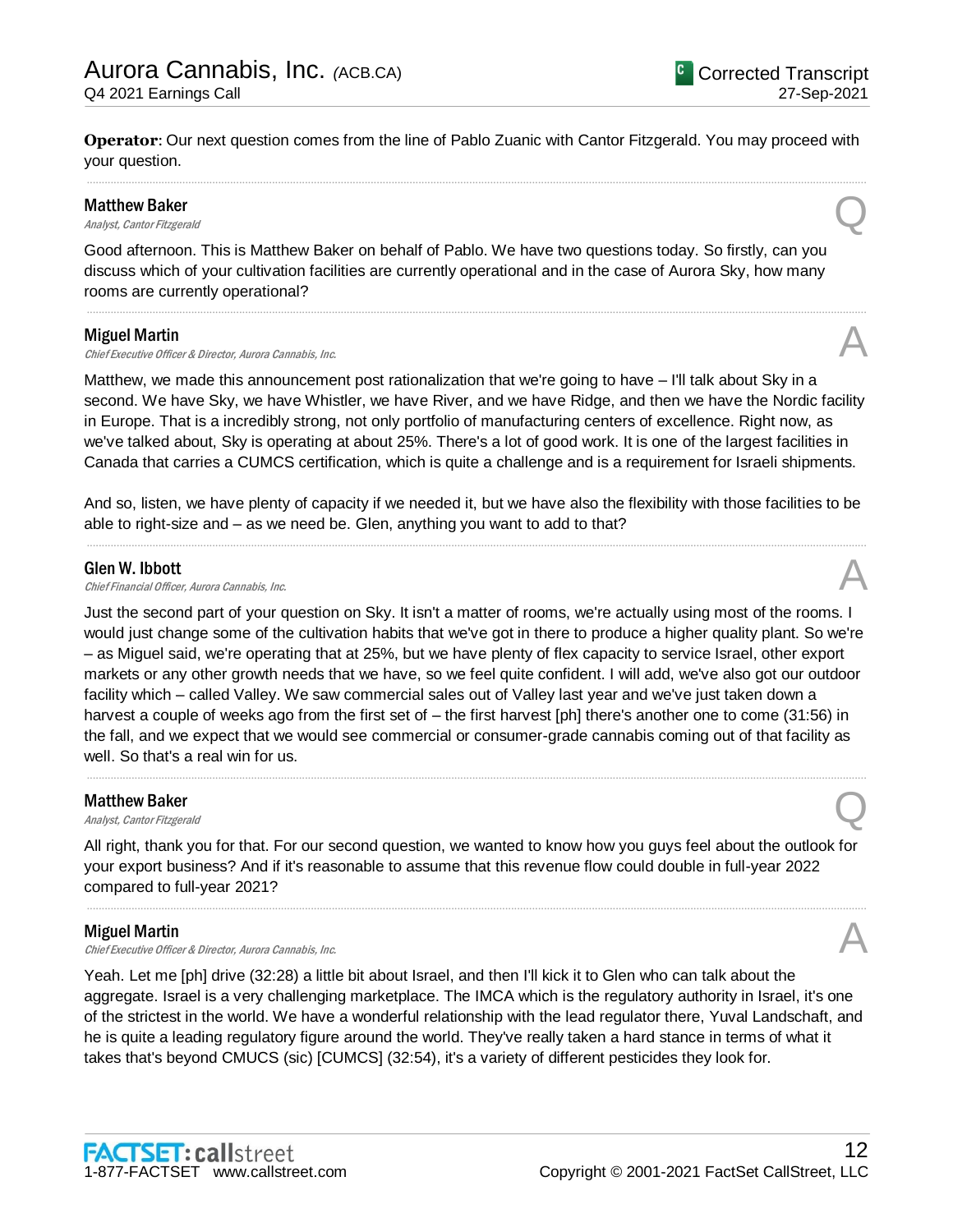**Operator**: Our next question comes from the line of Pablo Zuanic with Cantor Fitzgerald. You may proceed with your question.

---

**Matthew Baker**
*Analyst, Cantor Fitzgerald* **Q**

Good afternoon. This is Matthew Baker on behalf of Pablo. We have two questions today. So firstly, can you discuss which of your cultivation facilities are currently operational and in the case of Aurora Sky, how many rooms are currently operational?

---

**Miguel Martin**
*Chief Executive Officer & Director, Aurora Cannabis, Inc.* **A**

Matthew, we made this announcement post rationalization that we're going to have – I'll talk about Sky in a second. We have Sky, we have Whistler, we have River, and we have Ridge, and then we have the Nordic facility in Europe. That is a incredibly strong, not only portfolio of manufacturing centers of excellence. Right now, as we've talked about, Sky is operating at about 25%. There's a lot of good work. It is one of the largest facilities in Canada that carries a CUMCS certification, which is quite a challenge and is a requirement for Israeli shipments.

And so, listen, we have plenty of capacity if we needed it, but we have also the flexibility with those facilities to be able to right-size and – as we need be. Glen, anything you want to add to that?

---

**Glen W. Ibbott**
*Chief Financial Officer, Aurora Cannabis, Inc.* **A**

Just the second part of your question on Sky. It isn't a matter of rooms, we're actually using most of the rooms. I would just change some of the cultivation habits that we've got in there to produce a higher quality plant. So we're – as Miguel said, we're operating that at 25%, but we have plenty of flex capacity to service Israel, other export markets or any other growth needs that we have, so we feel quite confident. I will add, we've also got our outdoor facility which – called Valley. We saw commercial sales out of Valley last year and we've just taken down a harvest a couple of weeks ago from the first set of – the first harvest [ph] there's another one to come (31:56) in the fall, and we expect that we would see commercial or consumer-grade cannabis coming out of that facility as well. So that's a real win for us.

---

**Matthew Baker**
*Analyst, Cantor Fitzgerald* **Q**

All right, thank you for that. For our second question, we wanted to know how you guys feel about the outlook for your export business? And if it's reasonable to assume that this revenue flow could double in full-year 2022 compared to full-year 2021?

---

**Miguel Martin**
*Chief Executive Officer & Director, Aurora Cannabis, Inc.* **A**

Yeah. Let me [ph] drive (32:28) a little bit about Israel, and then I'll kick it to Glen who can talk about the aggregate. Israel is a very challenging marketplace. The IMCA which is the regulatory authority in Israel, it's one of the strictest in the world. We have a wonderful relationship with the lead regulator there, Yuval Landschaft, and he is quite a leading regulatory figure around the world. They've really taken a hard stance in terms of what it takes that's beyond CMUCS (sic) [CUMCS] (32:54), it's a variety of different pesticides they look for.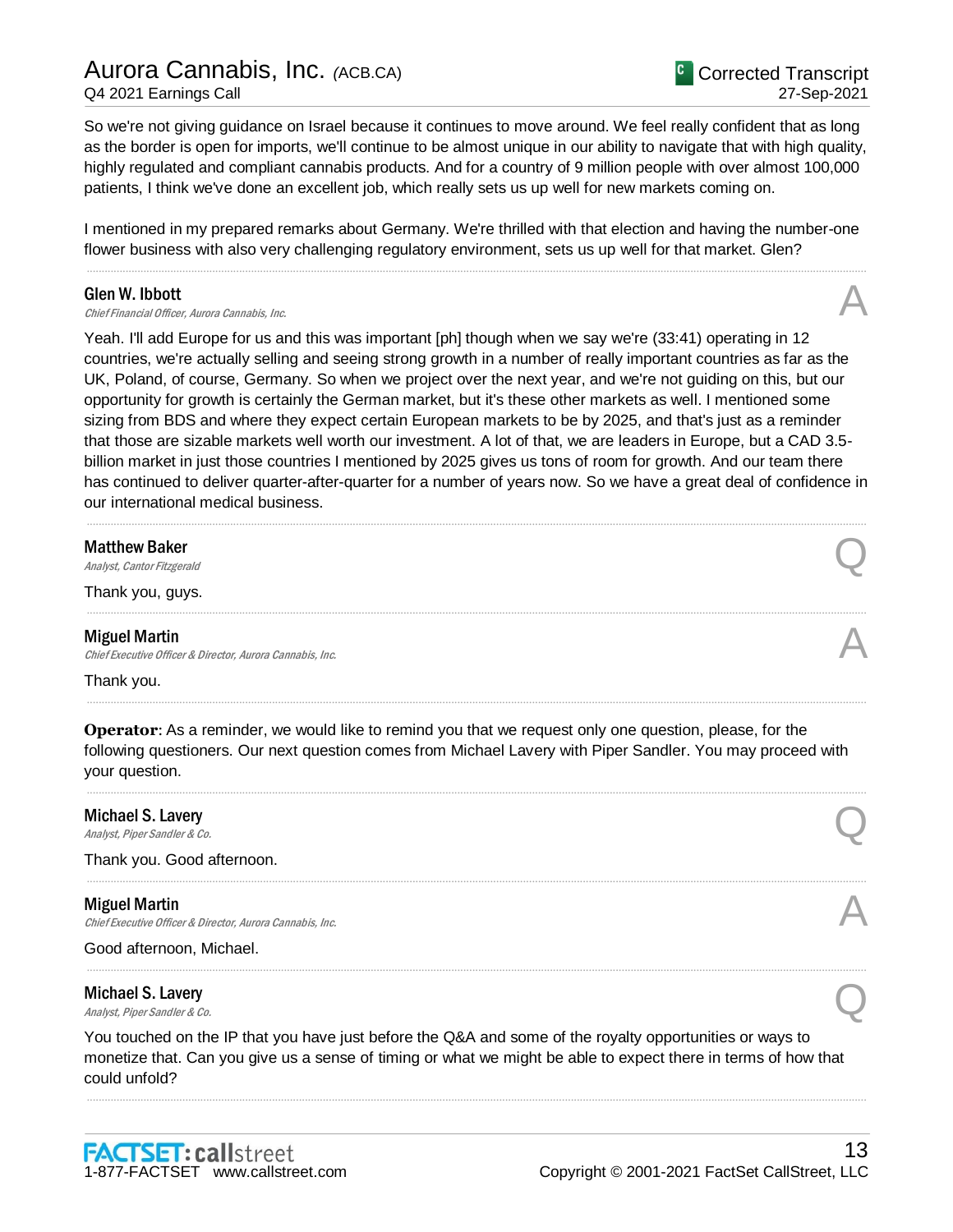So we're not giving guidance on Israel because it continues to move around. We feel really confident that as long as the border is open for imports, we'll continue to be almost unique in our ability to navigate that with high quality, highly regulated and compliant cannabis products. And for a country of 9 million people with over almost 100,000 patients, I think we've done an excellent job, which really sets us up well for new markets coming on.

I mentioned in my prepared remarks about Germany. We're thrilled with that election and having the number-one flower business with also very challenging regulatory environment, sets us up well for that market. Glen?

---

**Glen W. Ibbott**
*Chief Financial Officer, Aurora Cannabis, Inc.*

**A**

Yeah. I'll add Europe for us and this was important [ph] though when we say we're (33:41) operating in 12 countries, we're actually selling and seeing strong growth in a number of really important countries as far as the UK, Poland, of course, Germany. So when we project over the next year, and we're not guiding on this, but our opportunity for growth is certainly the German market, but it's these other markets as well. I mentioned some sizing from BDS and where they expect certain European markets to be by 2025, and that's just as a reminder that those are sizable markets well worth our investment. A lot of that, we are leaders in Europe, but a CAD 3.5-billion market in just those countries I mentioned by 2025 gives us tons of room for growth. And our team there has continued to deliver quarter-after-quarter for a number of years now. So we have a great deal of confidence in our international medical business.

---

**Matthew Baker**
*Analyst, Cantor Fitzgerald*

**Q**

Thank you, guys.

---

**Miguel Martin**
*Chief Executive Officer & Director, Aurora Cannabis, Inc.*

**A**

Thank you.

---

**Operator**: As a reminder, we would like to remind you that we request only one question, please, for the following questioners. Our next question comes from Michael Lavery with Piper Sandler. You may proceed with your question.

---

**Michael S. Lavery**
*Analyst, Piper Sandler & Co.*

**Q**

Thank you. Good afternoon.

---

**Miguel Martin**
*Chief Executive Officer & Director, Aurora Cannabis, Inc.*

**A**

Good afternoon, Michael.

---

**Michael S. Lavery**
*Analyst, Piper Sandler & Co.*

**Q**

You touched on the IP that you have just before the Q&A and some of the royalty opportunities or ways to monetize that. Can you give us a sense of timing or what we might be able to expect there in terms of how that could unfold?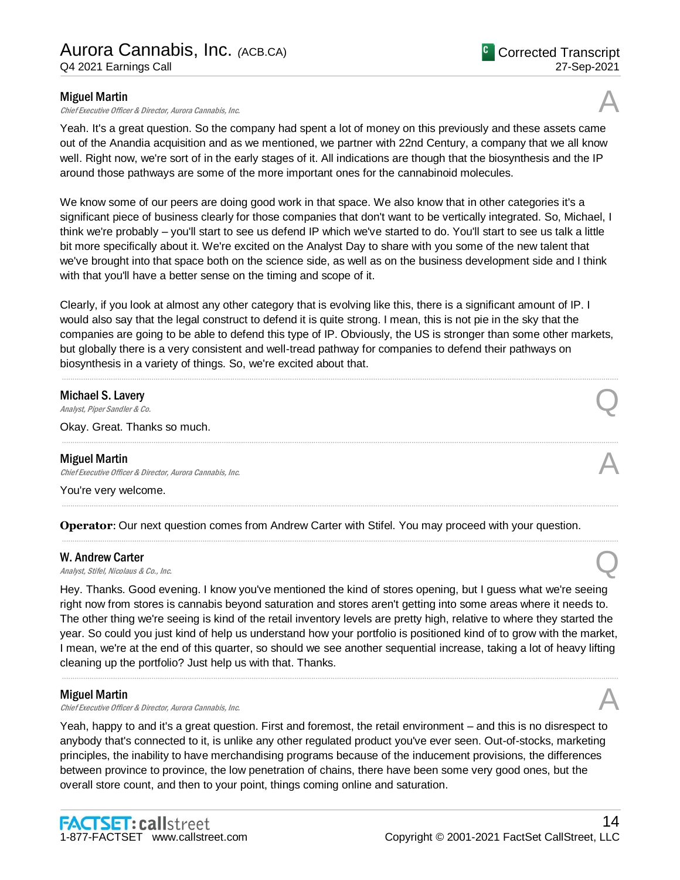**Miguel Martin**

*Chief Executive Officer & Director, Aurora Cannabis, Inc.*

A

Yeah. It's a great question. So the company had spent a lot of money on this previously and these assets came out of the Anandia acquisition and as we mentioned, we partner with 22nd Century, a company that we all know well. Right now, we're sort of in the early stages of it. All indications are though that the biosynthesis and the IP around those pathways are some of the more important ones for the cannabinoid molecules.

We know some of our peers are doing good work in that space. We also know that in other categories it's a significant piece of business clearly for those companies that don't want to be vertically integrated. So, Michael, I think we're probably – you'll start to see us defend IP which we've started to do. You'll start to see us talk a little bit more specifically about it. We're excited on the Analyst Day to share with you some of the new talent that we've brought into that space both on the science side, as well as on the business development side and I think with that you'll have a better sense on the timing and scope of it.

Clearly, if you look at almost any other category that is evolving like this, there is a significant amount of IP. I would also say that the legal construct to defend it is quite strong. I mean, this is not pie in the sky that the companies are going to be able to defend this type of IP. Obviously, the US is stronger than some other markets, but globally there is a very consistent and well-tread pathway for companies to defend their pathways on biosynthesis in a variety of things. So, we're excited about that.

---

**Michael S. Lavery**

*Analyst, Piper Sandler & Co.*

Q

Okay. Great. Thanks so much.

---

**Miguel Martin**

*Chief Executive Officer & Director, Aurora Cannabis, Inc.*

A

You're very welcome.

---

**Operator**: Our next question comes from Andrew Carter with Stifel. You may proceed with your question.

---

**W. Andrew Carter**

*Analyst, Stifel, Nicolaus & Co., Inc.*

Q

Hey. Thanks. Good evening. I know you've mentioned the kind of stores opening, but I guess what we're seeing right now from stores is cannabis beyond saturation and stores aren't getting into some areas where it needs to. The other thing we're seeing is kind of the retail inventory levels are pretty high, relative to where they started the year. So could you just kind of help us understand how your portfolio is positioned kind of to grow with the market, I mean, we're at the end of this quarter, so should we see another sequential increase, taking a lot of heavy lifting cleaning up the portfolio? Just help us with that. Thanks.

---

**Miguel Martin**

*Chief Executive Officer & Director, Aurora Cannabis, Inc.*

A

Yeah, happy to and it's a great question. First and foremost, the retail environment – and this is no disrespect to anybody that's connected to it, is unlike any other regulated product you've ever seen. Out-of-stocks, marketing principles, the inability to have merchandising programs because of the inducement provisions, the differences between province to province, the low penetration of chains, there have been some very good ones, but the overall store count, and then to your point, things coming online and saturation.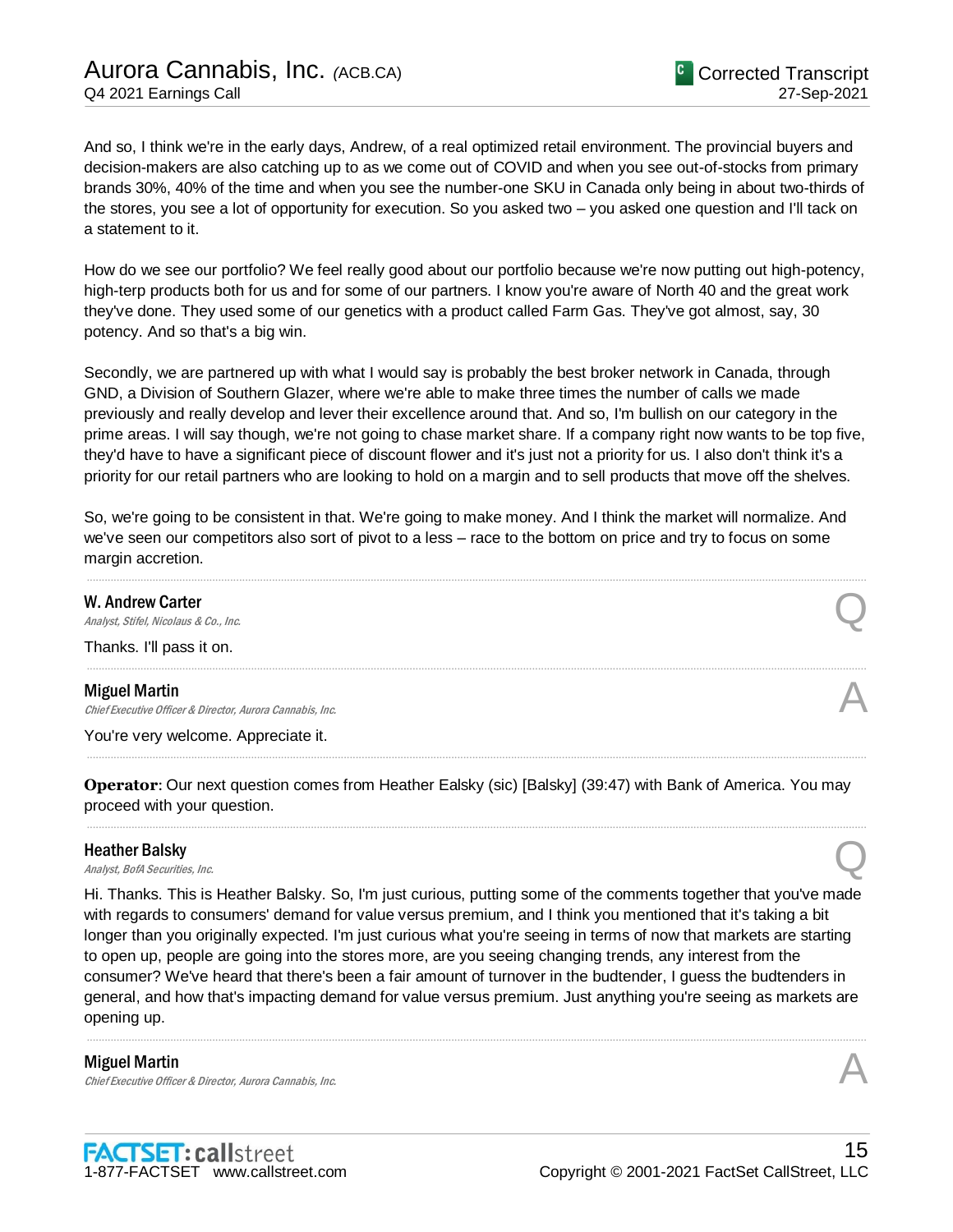And so, I think we're in the early days, Andrew, of a real optimized retail environment. The provincial buyers and decision-makers are also catching up to as we come out of COVID and when you see out-of-stocks from primary brands 30%, 40% of the time and when you see the number-one SKU in Canada only being in about two-thirds of the stores, you see a lot of opportunity for execution. So you asked two – you asked one question and I'll tack on a statement to it.

How do we see our portfolio? We feel really good about our portfolio because we're now putting out high-potency, high-terp products both for us and for some of our partners. I know you're aware of North 40 and the great work they've done. They used some of our genetics with a product called Farm Gas. They've got almost, say, 30 potency. And so that's a big win.

Secondly, we are partnered up with what I would say is probably the best broker network in Canada, through GND, a Division of Southern Glazer, where we're able to make three times the number of calls we made previously and really develop and lever their excellence around that. And so, I'm bullish on our category in the prime areas. I will say though, we're not going to chase market share. If a company right now wants to be top five, they'd have to have a significant piece of discount flower and it's just not a priority for us. I also don't think it's a priority for our retail partners who are looking to hold on a margin and to sell products that move off the shelves.

So, we're going to be consistent in that. We're going to make money. And I think the market will normalize. And we've seen our competitors also sort of pivot to a less – race to the bottom on price and try to focus on some margin accretion.

---

**W. Andrew Carter**
*Analyst, Stifel, Nicolaus & Co., Inc.* **Q**

Thanks. I'll pass it on.

---

**Miguel Martin**
*Chief Executive Officer & Director, Aurora Cannabis, Inc.* **A**

You're very welcome. Appreciate it.

---

**Operator**: Our next question comes from Heather Ealsky (sic) [Balsky] (39:47) with Bank of America. You may proceed with your question.

---

**Heather Balsky**
*Analyst, BofA Securities, Inc.* **Q**

Hi. Thanks. This is Heather Balsky. So, I'm just curious, putting some of the comments together that you've made with regards to consumers' demand for value versus premium, and I think you mentioned that it's taking a bit longer than you originally expected. I'm just curious what you're seeing in terms of now that markets are starting to open up, people are going into the stores more, are you seeing changing trends, any interest from the consumer? We've heard that there's been a fair amount of turnover in the budtender, I guess the budtenders in general, and how that's impacting demand for value versus premium. Just anything you're seeing as markets are opening up.

---

**Miguel Martin**
*Chief Executive Officer & Director, Aurora Cannabis, Inc.* **A**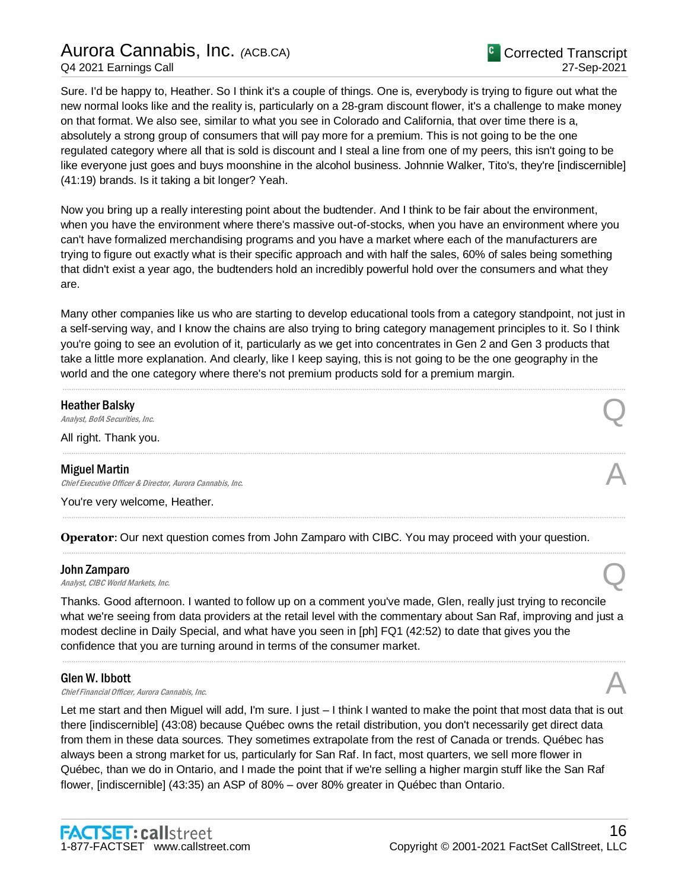Sure. I'd be happy to, Heather. So I think it's a couple of things. One is, everybody is trying to figure out what the new normal looks like and the reality is, particularly on a 28-gram discount flower, it's a challenge to make money on that format. We also see, similar to what you see in Colorado and California, that over time there is a, absolutely a strong group of consumers that will pay more for a premium. This is not going to be the one regulated category where all that is sold is discount and I steal a line from one of my peers, this isn't going to be like everyone just goes and buys moonshine in the alcohol business. Johnnie Walker, Tito's, they're [indiscernible] (41:19) brands. Is it taking a bit longer? Yeah.

Now you bring up a really interesting point about the budtender. And I think to be fair about the environment, when you have the environment where there's massive out-of-stocks, when you have an environment where you can't have formalized merchandising programs and you have a market where each of the manufacturers are trying to figure out exactly what is their specific approach and with half the sales, 60% of sales being something that didn't exist a year ago, the budtenders hold an incredibly powerful hold over the consumers and what they are.

Many other companies like us who are starting to develop educational tools from a category standpoint, not just in a self-serving way, and I know the chains are also trying to bring category management principles to it. So I think you're going to see an evolution of it, particularly as we get into concentrates in Gen 2 and Gen 3 products that take a little more explanation. And clearly, like I keep saying, this is not going to be the one geography in the world and the one category where there's not premium products sold for a premium margin.

---

**Heather Balsky**
*Analyst, BofA Securities, Inc.* **Q**

All right. Thank you.

---

**Miguel Martin**
*Chief Executive Officer & Director, Aurora Cannabis, Inc.* **A**

You're very welcome, Heather.

---

**Operator**: Our next question comes from John Zamparo with CIBC. You may proceed with your question.

---

**John Zamparo**
*Analyst, CIBC World Markets, Inc.* **Q**

Thanks. Good afternoon. I wanted to follow up on a comment you've made, Glen, really just trying to reconcile what we're seeing from data providers at the retail level with the commentary about San Raf, improving and just a modest decline in Daily Special, and what have you seen in [ph] FQ1 (42:52) to date that gives you the confidence that you are turning around in terms of the consumer market.

---

**Glen W. Ibbott**
*Chief Financial Officer, Aurora Cannabis, Inc.* **A**

Let me start and then Miguel will add, I'm sure. I just – I think I wanted to make the point that most data that is out there [indiscernible] (43:08) because Québec owns the retail distribution, you don't necessarily get direct data from them in these data sources. They sometimes extrapolate from the rest of Canada or trends. Québec has always been a strong market for us, particularly for San Raf. In fact, most quarters, we sell more flower in Québec, than we do in Ontario, and I made the point that if we're selling a higher margin stuff like the San Raf flower, [indiscernible] (43:35) an ASP of 80% – over 80% greater in Québec than Ontario.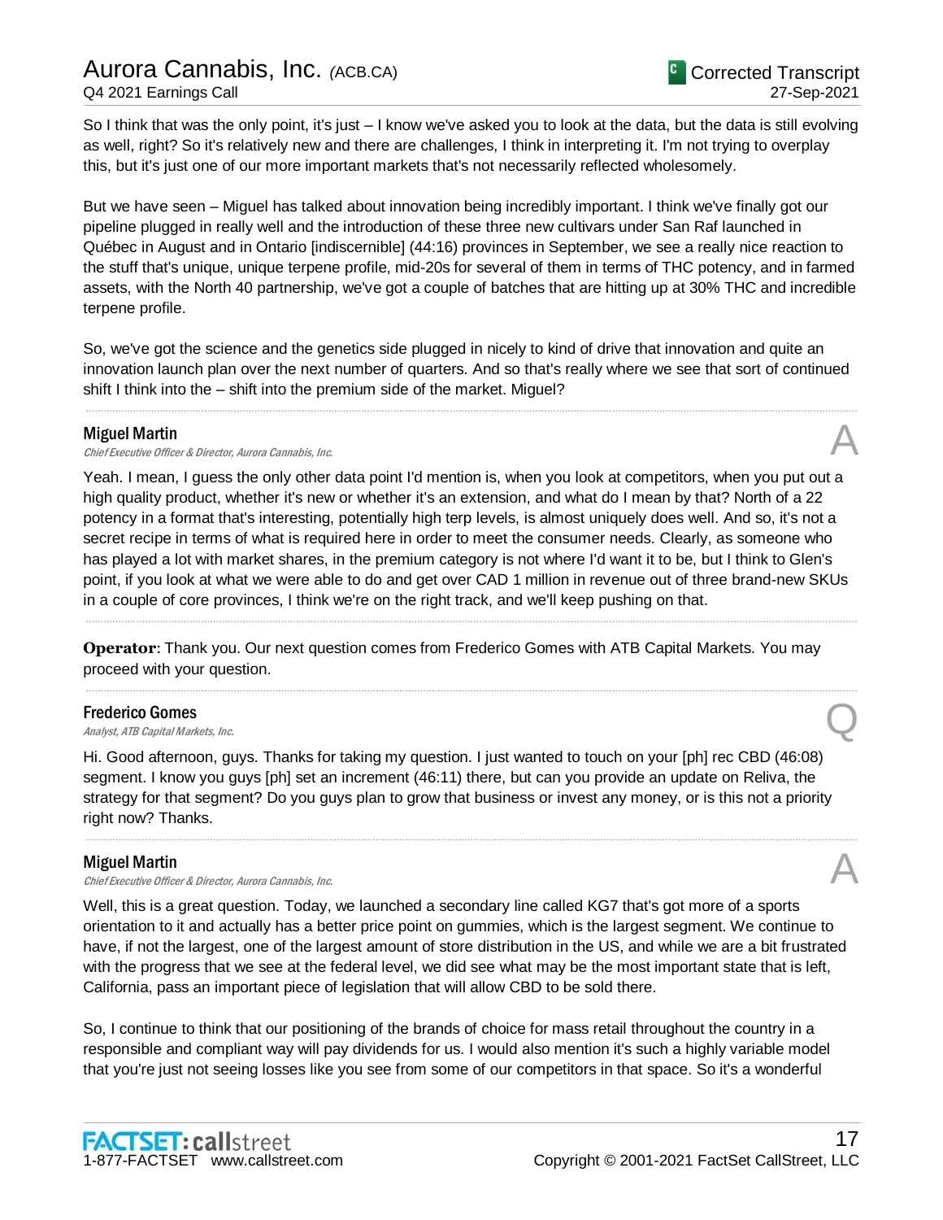So I think that was the only point, it's just – I know we've asked you to look at the data, but the data is still evolving as well, right? So it's relatively new and there are challenges, I think in interpreting it. I'm not trying to overplay this, but it's just one of our more important markets that's not necessarily reflected wholesomely.

But we have seen – Miguel has talked about innovation being incredibly important. I think we've finally got our pipeline plugged in really well and the introduction of these three new cultivars under San Raf launched in Québec in August and in Ontario [indiscernible] (44:16) provinces in September, we see a really nice reaction to the stuff that's unique, unique terpene profile, mid-20s for several of them in terms of THC potency, and in farmed assets, with the North 40 partnership, we've got a couple of batches that are hitting up at 30% THC and incredible terpene profile.

So, we've got the science and the genetics side plugged in nicely to kind of drive that innovation and quite an innovation launch plan over the next number of quarters. And so that's really where we see that sort of continued shift I think into the – shift into the premium side of the market. Miguel?

---

**Miguel Martin**
*Chief Executive Officer & Director, Aurora Cannabis, Inc.*

A

Yeah. I mean, I guess the only other data point I'd mention is, when you look at competitors, when you put out a high quality product, whether it's new or whether it's an extension, and what do I mean by that? North of a 22 potency in a format that's interesting, potentially high terp levels, is almost uniquely does well. And so, it's not a secret recipe in terms of what is required here in order to meet the consumer needs. Clearly, as someone who has played a lot with market shares, in the premium category is not where I'd want it to be, but I think to Glen's point, if you look at what we were able to do and get over CAD 1 million in revenue out of three brand-new SKUs in a couple of core provinces, I think we're on the right track, and we'll keep pushing on that.

---

**Operator**: Thank you. Our next question comes from Frederico Gomes with ATB Capital Markets. You may proceed with your question.

---

**Frederico Gomes**
*Analyst, ATB Capital Markets, Inc.*

Q

Hi. Good afternoon, guys. Thanks for taking my question. I just wanted to touch on your [ph] rec CBD (46:08) segment. I know you guys [ph] set an increment (46:11) there, but can you provide an update on Reliva, the strategy for that segment? Do you guys plan to grow that business or invest any money, or is this not a priority right now? Thanks.

---

**Miguel Martin**
*Chief Executive Officer & Director, Aurora Cannabis, Inc.*

A

Well, this is a great question. Today, we launched a secondary line called KG7 that's got more of a sports orientation to it and actually has a better price point on gummies, which is the largest segment. We continue to have, if not the largest, one of the largest amount of store distribution in the US, and while we are a bit frustrated with the progress that we see at the federal level, we did see what may be the most important state that is left, California, pass an important piece of legislation that will allow CBD to be sold there.

So, I continue to think that our positioning of the brands of choice for mass retail throughout the country in a responsible and compliant way will pay dividends for us. I would also mention it's such a highly variable model that you're just not seeing losses like you see from some of our competitors in that space. So it's a wonderful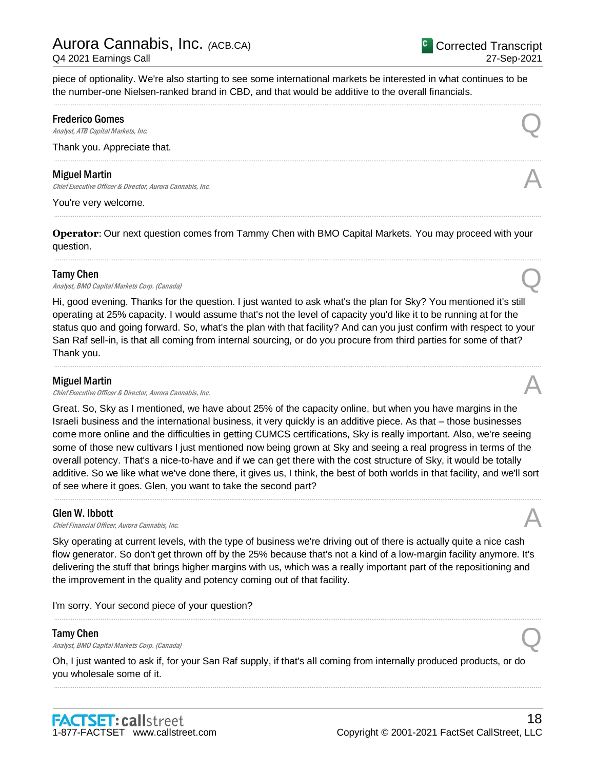piece of optionality. We're also starting to see some international markets be interested in what continues to be the number-one Nielsen-ranked brand in CBD, and that would be additive to the overall financials.

---

**Frederico Gomes**
*Analyst, ATB Capital Markets, Inc.* **Q**

Thank you. Appreciate that.

---

**Miguel Martin**
*Chief Executive Officer & Director, Aurora Cannabis, Inc.* **A**

You're very welcome.

---

**Operator**: Our next question comes from Tammy Chen with BMO Capital Markets. You may proceed with your question.

---

**Tamy Chen**
*Analyst, BMO Capital Markets Corp. (Canada)* **Q**

Hi, good evening. Thanks for the question. I just wanted to ask what's the plan for Sky? You mentioned it's still operating at 25% capacity. I would assume that's not the level of capacity you'd like it to be running at for the status quo and going forward. So, what's the plan with that facility? And can you just confirm with respect to your San Raf sell-in, is that all coming from internal sourcing, or do you procure from third parties for some of that? Thank you.

---

**Miguel Martin**
*Chief Executive Officer & Director, Aurora Cannabis, Inc.* **A**

Great. So, Sky as I mentioned, we have about 25% of the capacity online, but when you have margins in the Israeli business and the international business, it very quickly is an additive piece. As that – those businesses come more online and the difficulties in getting CUMCS certifications, Sky is really important. Also, we're seeing some of those new cultivars I just mentioned now being grown at Sky and seeing a real progress in terms of the overall potency. That's a nice-to-have and if we can get there with the cost structure of Sky, it would be totally additive. So we like what we've done there, it gives us, I think, the best of both worlds in that facility, and we'll sort of see where it goes. Glen, you want to take the second part?

---

**Glen W. Ibbott**
*Chief Financial Officer, Aurora Cannabis, Inc.* **A**

Sky operating at current levels, with the type of business we're driving out of there is actually quite a nice cash flow generator. So don't get thrown off by the 25% because that's not a kind of a low-margin facility anymore. It's delivering the stuff that brings higher margins with us, which was a really important part of the repositioning and the improvement in the quality and potency coming out of that facility.

I'm sorry. Your second piece of your question?

---

**Tamy Chen**
*Analyst, BMO Capital Markets Corp. (Canada)* **Q**

Oh, I just wanted to ask if, for your San Raf supply, if that's all coming from internally produced products, or do you wholesale some of it.

---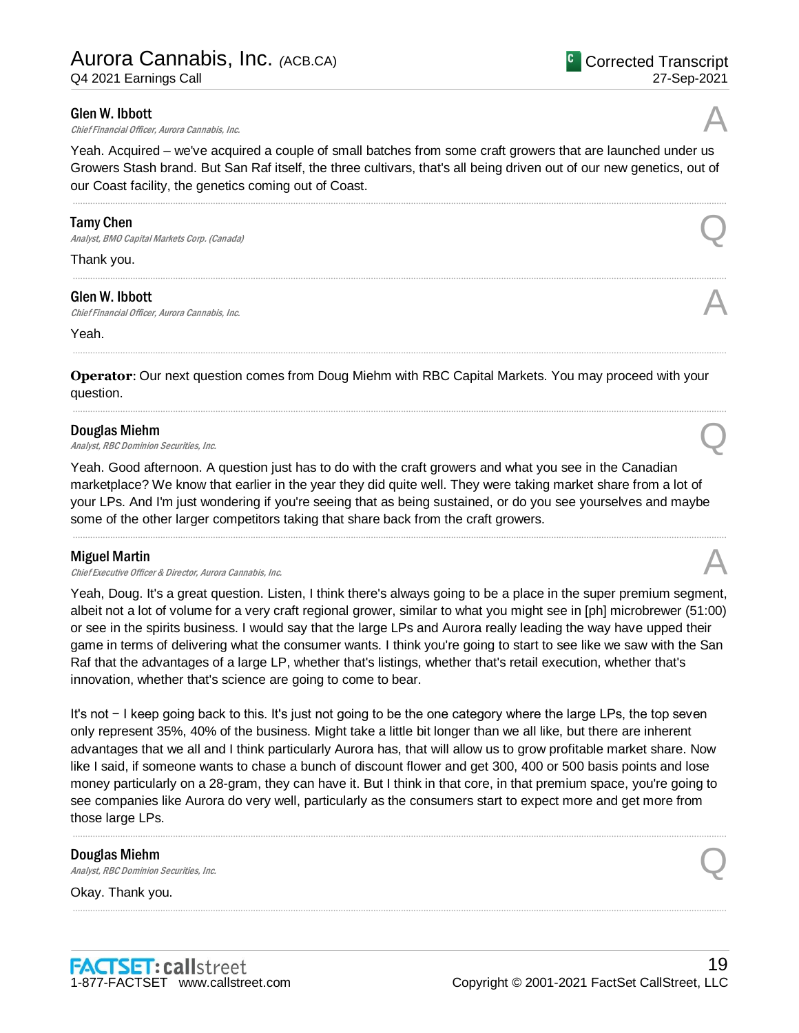**Glen W. Ibbott**
*Chief Financial Officer, Aurora Cannabis, Inc.*

A

Yeah. Acquired – we've acquired a couple of small batches from some craft growers that are launched under us Growers Stash brand. But San Raf itself, the three cultivars, that's all being driven out of our new genetics, out of our Coast facility, the genetics coming out of Coast.

---

**Tamy Chen**
*Analyst, BMO Capital Markets Corp. (Canada)*

Q

Thank you.

---

**Glen W. Ibbott**
*Chief Financial Officer, Aurora Cannabis, Inc.*

A

Yeah.

---

**Operator**: Our next question comes from Doug Miehm with RBC Capital Markets. You may proceed with your question.

---

**Douglas Miehm**
*Analyst, RBC Dominion Securities, Inc.*

Q

Yeah. Good afternoon. A question just has to do with the craft growers and what you see in the Canadian marketplace? We know that earlier in the year they did quite well. They were taking market share from a lot of your LPs. And I'm just wondering if you're seeing that as being sustained, or do you see yourselves and maybe some of the other larger competitors taking that share back from the craft growers.

---

**Miguel Martin**
*Chief Executive Officer & Director, Aurora Cannabis, Inc.*

A

Yeah, Doug. It's a great question. Listen, I think there's always going to be a place in the super premium segment, albeit not a lot of volume for a very craft regional grower, similar to what you might see in [ph] microbrewer (51:00) or see in the spirits business. I would say that the large LPs and Aurora really leading the way have upped their game in terms of delivering what the consumer wants. I think you're going to start to see like we saw with the San Raf that the advantages of a large LP, whether that's listings, whether that's retail execution, whether that's innovation, whether that's science are going to come to bear.

It's not − I keep going back to this. It's just not going to be the one category where the large LPs, the top seven only represent 35%, 40% of the business. Might take a little bit longer than we all like, but there are inherent advantages that we all and I think particularly Aurora has, that will allow us to grow profitable market share. Now like I said, if someone wants to chase a bunch of discount flower and get 300, 400 or 500 basis points and lose money particularly on a 28-gram, they can have it. But I think in that core, in that premium space, you're going to see companies like Aurora do very well, particularly as the consumers start to expect more and get more from those large LPs.

---

**Douglas Miehm**
*Analyst, RBC Dominion Securities, Inc.*

Q

Okay. Thank you.

---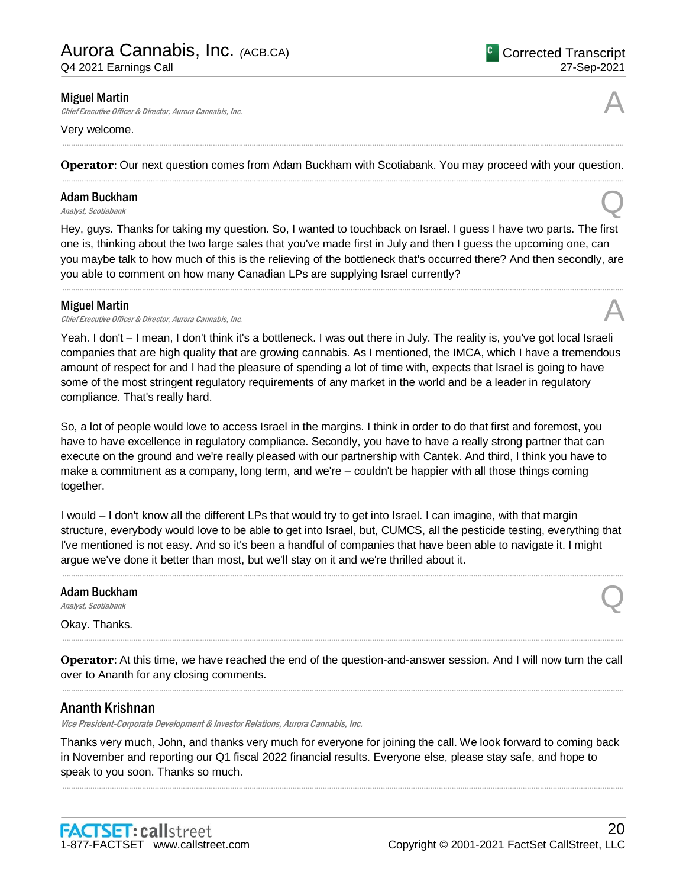**Miguel Martin**

*Chief Executive Officer & Director, Aurora Cannabis, Inc.*

A

Very welcome.

---

**Operator**: Our next question comes from Adam Buckham with Scotiabank. You may proceed with your question.

---

**Adam Buckham**

*Analyst, Scotiabank*

Q

Hey, guys. Thanks for taking my question. So, I wanted to touchback on Israel. I guess I have two parts. The first one is, thinking about the two large sales that you've made first in July and then I guess the upcoming one, can you maybe talk to how much of this is the relieving of the bottleneck that's occurred there? And then secondly, are you able to comment on how many Canadian LPs are supplying Israel currently?

---

**Miguel Martin**

*Chief Executive Officer & Director, Aurora Cannabis, Inc.*

A

Yeah. I don't – I mean, I don't think it's a bottleneck. I was out there in July. The reality is, you've got local Israeli companies that are high quality that are growing cannabis. As I mentioned, the IMCA, which I have a tremendous amount of respect for and I had the pleasure of spending a lot of time with, expects that Israel is going to have some of the most stringent regulatory requirements of any market in the world and be a leader in regulatory compliance. That's really hard.

So, a lot of people would love to access Israel in the margins. I think in order to do that first and foremost, you have to have excellence in regulatory compliance. Secondly, you have to have a really strong partner that can execute on the ground and we're really pleased with our partnership with Cantek. And third, I think you have to make a commitment as a company, long term, and we're – couldn't be happier with all those things coming together.

I would – I don't know all the different LPs that would try to get into Israel. I can imagine, with that margin structure, everybody would love to be able to get into Israel, but, CUMCS, all the pesticide testing, everything that I've mentioned is not easy. And so it's been a handful of companies that have been able to navigate it. I might argue we've done it better than most, but we'll stay on it and we're thrilled about it.

---

**Adam Buckham**

*Analyst, Scotiabank*

Q

Okay. Thanks.

---

**Operator**: At this time, we have reached the end of the question-and-answer session. And I will now turn the call over to Ananth for any closing comments.

---

## Ananth Krishnan

*Vice President-Corporate Development & Investor Relations, Aurora Cannabis, Inc.*

Thanks very much, John, and thanks very much for everyone for joining the call. We look forward to coming back in November and reporting our Q1 fiscal 2022 financial results. Everyone else, please stay safe, and hope to speak to you soon. Thanks so much.

---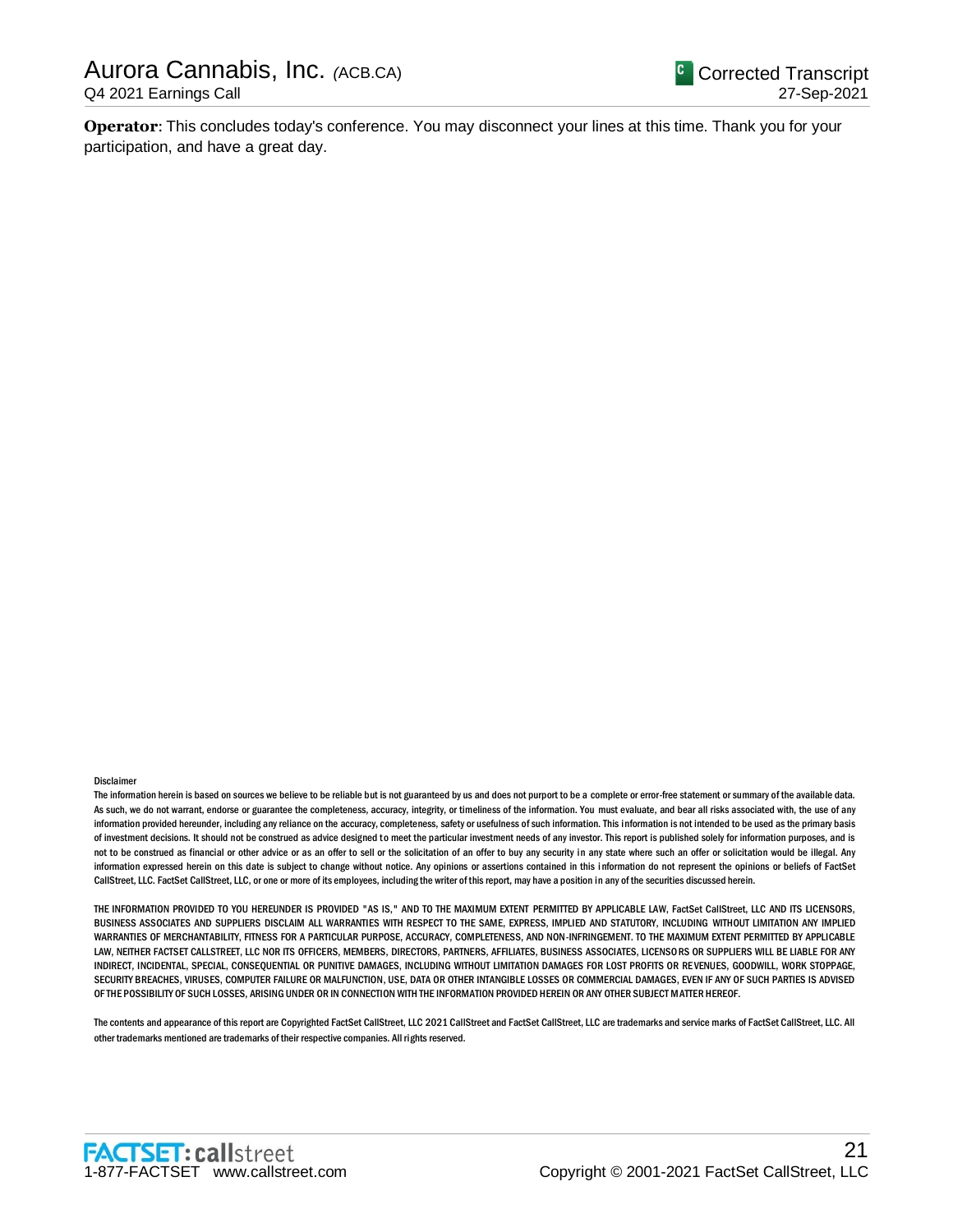**Operator**: This concludes today's conference. You may disconnect your lines at this time. Thank you for your participation, and have a great day.

Disclaimer

The information herein is based on sources we believe to be reliable but is not guaranteed by us and does not purport to be a complete or error-free statement or summary of the available data. As such, we do not warrant, endorse or guarantee the completeness, accuracy, integrity, or timeliness of the information. You must evaluate, and bear all risks associated with, the use of any information provided hereunder, including any reliance on the accuracy, completeness, safety or usefulness of such information. This information is not intended to be used as the primary basis of investment decisions. It should not be construed as advice designed to meet the particular investment needs of any investor. This report is published solely for information purposes, and is not to be construed as financial or other advice or as an offer to sell or the solicitation of an offer to buy any security in any state where such an offer or solicitation would be illegal. Any information expressed herein on this date is subject to change without notice. Any opinions or assertions contained in this information do not represent the opinions or beliefs of FactSet CallStreet, LLC. FactSet CallStreet, LLC, or one or more of its employees, including the writer of this report, may have a position in any of the securities discussed herein.

THE INFORMATION PROVIDED TO YOU HEREUNDER IS PROVIDED "AS IS," AND TO THE MAXIMUM EXTENT PERMITTED BY APPLICABLE LAW, FactSet CallStreet, LLC AND ITS LICENSORS, BUSINESS ASSOCIATES AND SUPPLIERS DISCLAIM ALL WARRANTIES WITH RESPECT TO THE SAME, EXPRESS, IMPLIED AND STATUTORY, INCLUDING WITHOUT LIMITATION ANY IMPLIED WARRANTIES OF MERCHANTABILITY, FITNESS FOR A PARTICULAR PURPOSE, ACCURACY, COMPLETENESS, AND NON-INFRINGEMENT. TO THE MAXIMUM EXTENT PERMITTED BY APPLICABLE LAW, NEITHER FACTSET CALLSTREET, LLC NOR ITS OFFICERS, MEMBERS, DIRECTORS, PARTNERS, AFFILIATES, BUSINESS ASSOCIATES, LICENSORS OR SUPPLIERS WILL BE LIABLE FOR ANY INDIRECT, INCIDENTAL, SPECIAL, CONSEQUENTIAL OR PUNITIVE DAMAGES, INCLUDING WITHOUT LIMITATION DAMAGES FOR LOST PROFITS OR REVENUES, GOODWILL, WORK STOPPAGE, SECURITY BREACHES, VIRUSES, COMPUTER FAILURE OR MALFUNCTION, USE, DATA OR OTHER INTANGIBLE LOSSES OR COMMERCIAL DAMAGES, EVEN IF ANY OF SUCH PARTIES IS ADVISED OF THE POSSIBILITY OF SUCH LOSSES, ARISING UNDER OR IN CONNECTION WITH THE INFORMATION PROVIDED HEREIN OR ANY OTHER SUBJECT MATTER HEREOF.

The contents and appearance of this report are Copyrighted FactSet CallStreet, LLC 2021 CallStreet and FactSet CallStreet, LLC are trademarks and service marks of FactSet CallStreet, LLC. All other trademarks mentioned are trademarks of their respective companies. All rights reserved.